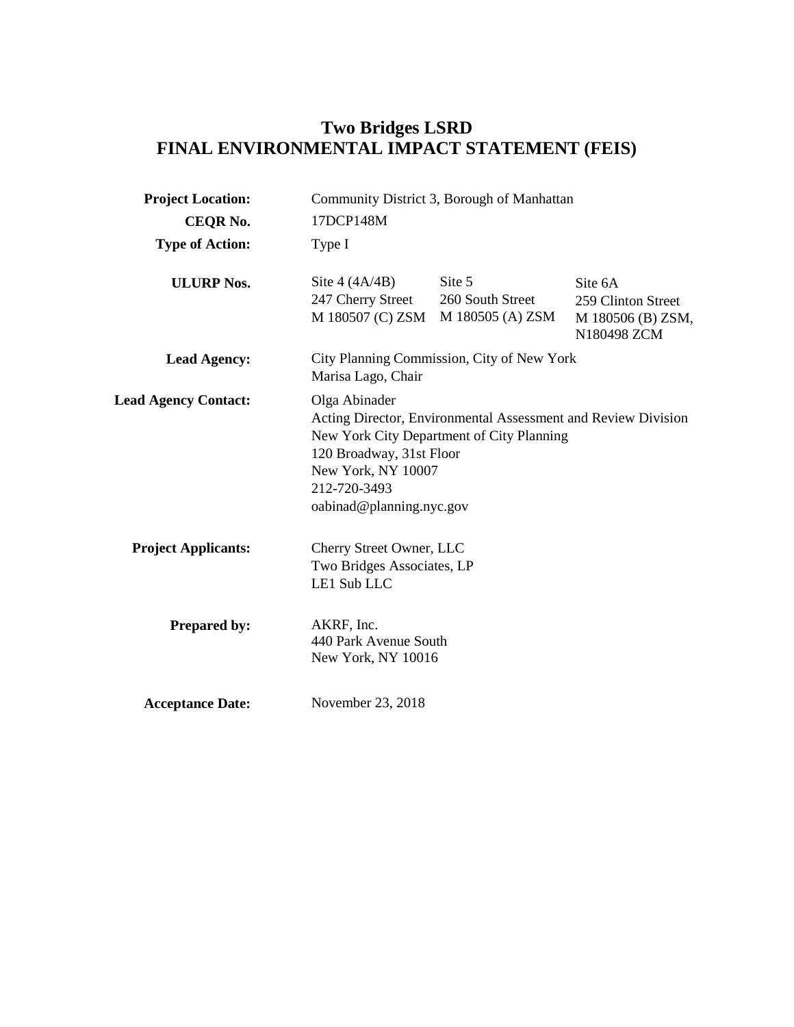# Two Bridges LSRD
# FINAL ENVIRONMENTAL IMPACT STATEMENT (FEIS)

| | | | |
|---|---|---|---|
| **Project Location:** | Community District 3, Borough of Manhattan | | |
| **CEQR No.** | 17DCP148M | | |
| **Type of Action:** | Type I | | |
| **ULURP Nos.** | Site 4 (4A/4B)<br>247 Cherry Street<br>M 180507 (C) ZSM | Site 5<br>260 South Street<br>M 180505 (A) ZSM | Site 6A<br>259 Clinton Street<br>M 180506 (B) ZSM,<br>N180498 ZCM |
| **Lead Agency:** | City Planning Commission, City of New York<br>Marisa Lago, Chair | | |
| **Lead Agency Contact:** | Olga Abinader<br>Acting Director, Environmental Assessment and Review Division<br>New York City Department of City Planning<br>120 Broadway, 31st Floor<br>New York, NY 10007<br>212-720-3493<br>oabinad@planning.nyc.gov | | |
| **Project Applicants:** | Cherry Street Owner, LLC<br>Two Bridges Associates, LP<br>LE1 Sub LLC | | |
| **Prepared by:** | AKRF, Inc.<br>440 Park Avenue South<br>New York, NY 10016 | | |
| **Acceptance Date:** | November 23, 2018 | | |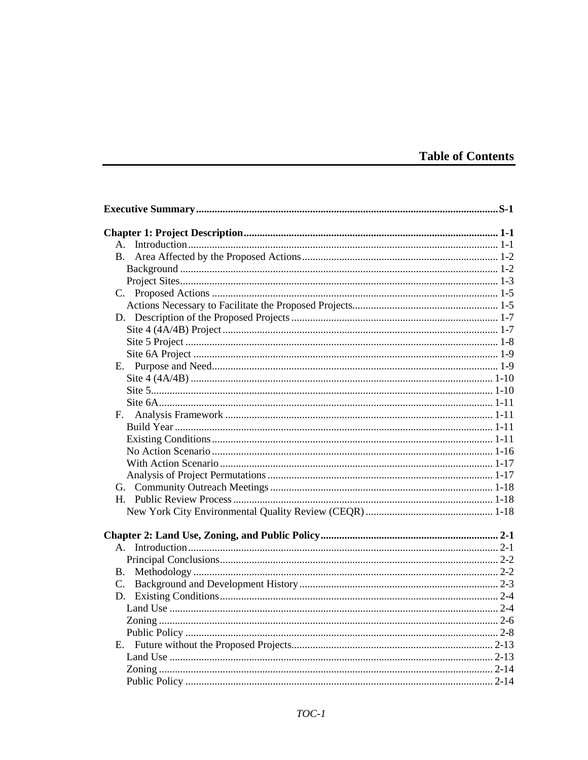# Table of Contents

| | |
|---|---|
| **Executive Summary** | **S-1** |
| **Chapter 1: Project Description** | **1-1** |
| A. Introduction | 1-1 |
| B. Area Affected by the Proposed Actions | 1-2 |
| Background | 1-2 |
| Project Sites | 1-3 |
| C. Proposed Actions | 1-5 |
| Actions Necessary to Facilitate the Proposed Projects | 1-5 |
| D. Description of the Proposed Projects | 1-7 |
| Site 4 (4A/4B) Project | 1-7 |
| Site 5 Project | 1-8 |
| Site 6A Project | 1-9 |
| E. Purpose and Need | 1-9 |
| Site 4 (4A/4B) | 1-10 |
| Site 5 | 1-10 |
| Site 6A | 1-11 |
| F. Analysis Framework | 1-11 |
| Build Year | 1-11 |
| Existing Conditions | 1-11 |
| No Action Scenario | 1-16 |
| With Action Scenario | 1-17 |
| Analysis of Project Permutations | 1-17 |
| G. Community Outreach Meetings | 1-18 |
| H. Public Review Process | 1-18 |
| New York City Environmental Quality Review (CEQR) | 1-18 |
| **Chapter 2: Land Use, Zoning, and Public Policy** | **2-1** |
| A. Introduction | 2-1 |
| Principal Conclusions | 2-2 |
| B. Methodology | 2-2 |
| C. Background and Development History | 2-3 |
| D. Existing Conditions | 2-4 |
| Land Use | 2-4 |
| Zoning | 2-6 |
| Public Policy | 2-8 |
| E. Future without the Proposed Projects | 2-13 |
| Land Use | 2-13 |
| Zoning | 2-14 |
| Public Policy | 2-14 |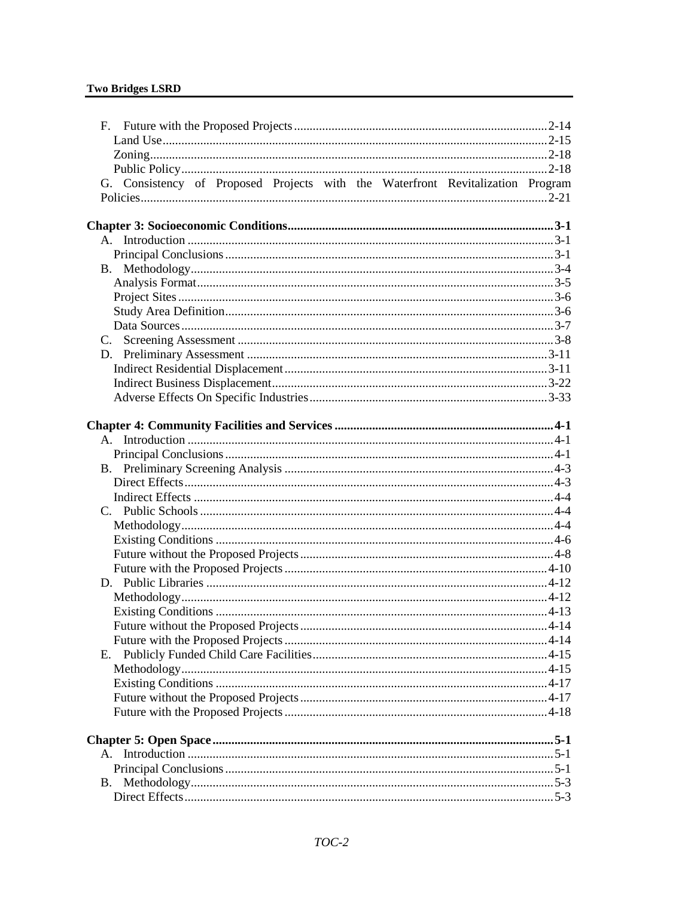F. Future with the Proposed Projects ........ 2-14
Land Use ........ 2-15
Zoning ........ 2-18
Public Policy ........ 2-18
G. Consistency of Proposed Projects with the Waterfront Revitalization Program Policies ........ 2-21

**Chapter 3: Socioeconomic Conditions ........ 3-1**
A. Introduction ........ 3-1
Principal Conclusions ........ 3-1
B. Methodology ........ 3-4
Analysis Format ........ 3-5
Project Sites ........ 3-6
Study Area Definition ........ 3-6
Data Sources ........ 3-7
C. Screening Assessment ........ 3-8
D. Preliminary Assessment ........ 3-11
Indirect Residential Displacement ........ 3-11
Indirect Business Displacement ........ 3-22
Adverse Effects On Specific Industries ........ 3-33

**Chapter 4: Community Facilities and Services ........ 4-1**
A. Introduction ........ 4-1
Principal Conclusions ........ 4-1
B. Preliminary Screening Analysis ........ 4-3
Direct Effects ........ 4-3
Indirect Effects ........ 4-4
C. Public Schools ........ 4-4
Methodology ........ 4-4
Existing Conditions ........ 4-6
Future without the Proposed Projects ........ 4-8
Future with the Proposed Projects ........ 4-10
D. Public Libraries ........ 4-12
Methodology ........ 4-12
Existing Conditions ........ 4-13
Future without the Proposed Projects ........ 4-14
Future with the Proposed Projects ........ 4-14
E. Publicly Funded Child Care Facilities ........ 4-15
Methodology ........ 4-15
Existing Conditions ........ 4-17
Future without the Proposed Projects ........ 4-17
Future with the Proposed Projects ........ 4-18

**Chapter 5: Open Space ........ 5-1**
A. Introduction ........ 5-1
Principal Conclusions ........ 5-1
B. Methodology ........ 5-3
Direct Effects ........ 5-3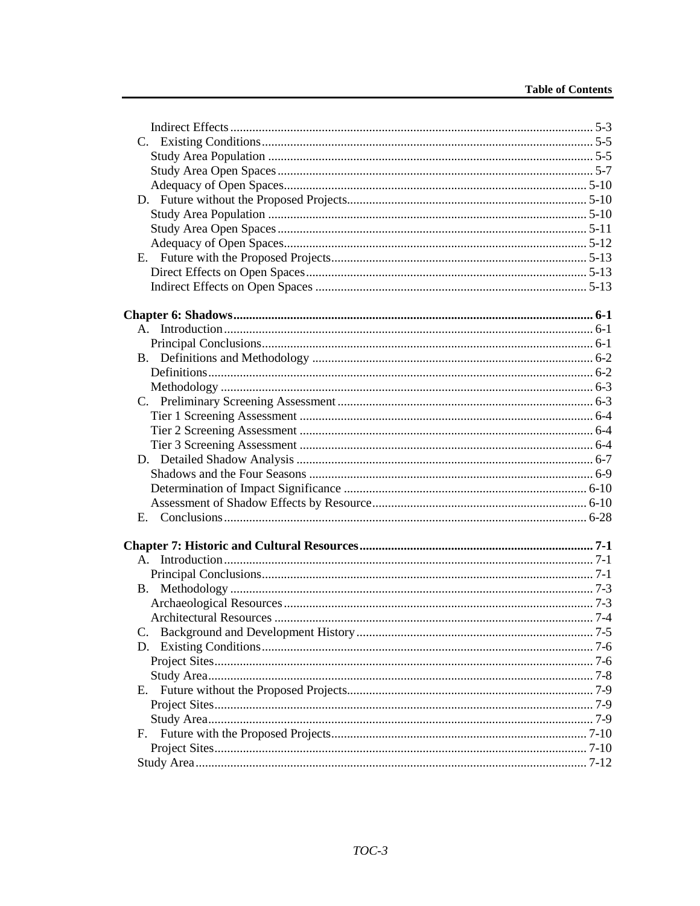Indirect Effects ........................................................................................................ 5-3

C. Existing Conditions ................................................................................................ 5-5

Study Area Population ............................................................................................. 5-5

Study Area Open Spaces .......................................................................................... 5-7

Adequacy of Open Spaces ....................................................................................... 5-10

D. Future without the Proposed Projects ................................................................... 5-10

Study Area Population ............................................................................................. 5-10

Study Area Open Spaces .......................................................................................... 5-11

Adequacy of Open Spaces ....................................................................................... 5-12

E. Future with the Proposed Projects ........................................................................ 5-13

Direct Effects on Open Spaces ................................................................................ 5-13

Indirect Effects on Open Spaces ............................................................................. 5-13

**Chapter 6: Shadows ............................................................................................... 6-1**

A. Introduction ............................................................................................................ 6-1

Principal Conclusions ................................................................................................ 6-1

B. Definitions and Methodology ................................................................................. 6-2

Definitions .................................................................................................................. 6-2

Methodology .............................................................................................................. 6-3

C. Preliminary Screening Assessment ......................................................................... 6-3

Tier 1 Screening Assessment ..................................................................................... 6-4

Tier 2 Screening Assessment ..................................................................................... 6-4

Tier 3 Screening Assessment ..................................................................................... 6-4

D. Detailed Shadow Analysis ...................................................................................... 6-7

Shadows and the Four Seasons .................................................................................. 6-9

Determination of Impact Significance ..................................................................... 6-10

Assessment of Shadow Effects by Resource ............................................................ 6-10

E. Conclusions ........................................................................................................... 6-28

**Chapter 7: Historic and Cultural Resources ........................................................ 7-1**

A. Introduction ............................................................................................................ 7-1

Principal Conclusions ................................................................................................ 7-1

B. Methodology ........................................................................................................... 7-3

Archaeological Resources .......................................................................................... 7-3

Architectural Resources ............................................................................................. 7-4

C. Background and Development History .................................................................. 7-5

D. Existing Conditions ................................................................................................ 7-6

Project Sites ................................................................................................................ 7-6

Study Area ................................................................................................................. 7-8

E. Future without the Proposed Projects ..................................................................... 7-9

Project Sites ................................................................................................................ 7-9

Study Area ................................................................................................................. 7-9

F. Future with the Proposed Projects ......................................................................... 7-10

Project Sites .............................................................................................................. 7-10

Study Area ................................................................................................................ 7-12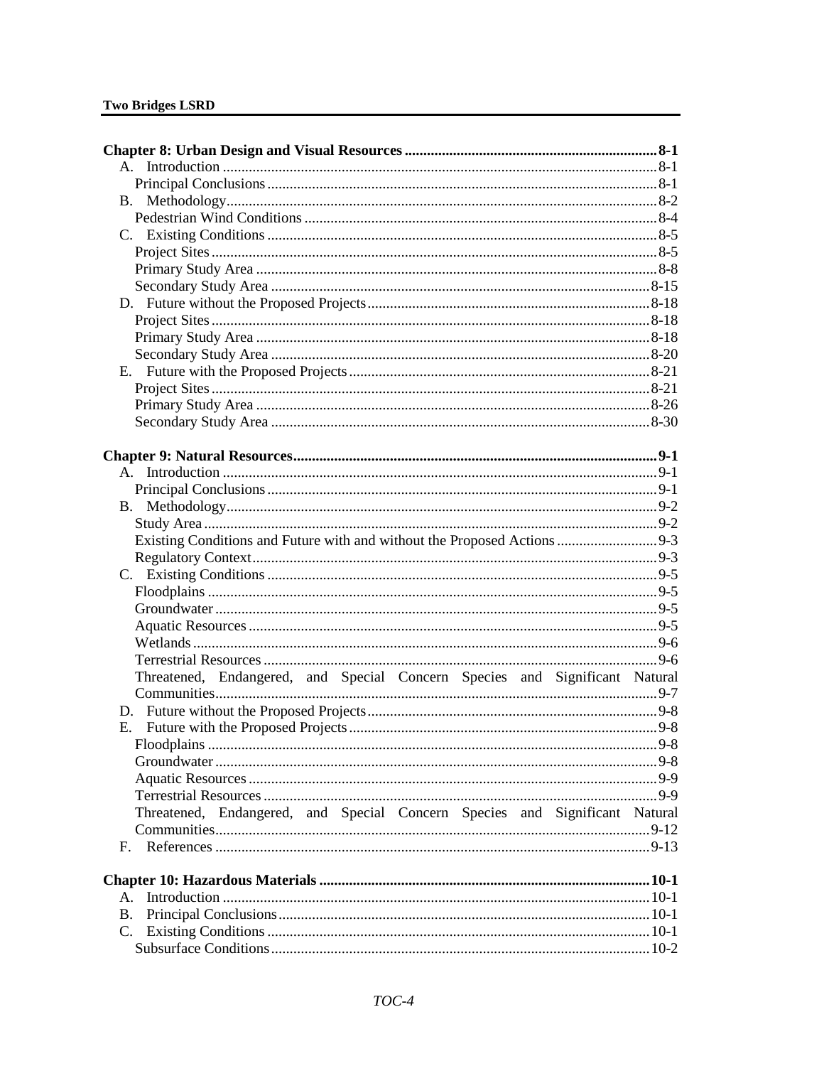**Chapter 8: Urban Design and Visual Resources** .......... 8-1

- A. Introduction .......... 8-1
  - Principal Conclusions .......... 8-1
- B. Methodology .......... 8-2
  - Pedestrian Wind Conditions .......... 8-4
- C. Existing Conditions .......... 8-5
  - Project Sites .......... 8-5
  - Primary Study Area .......... 8-8
  - Secondary Study Area .......... 8-15
- D. Future without the Proposed Projects .......... 8-18
  - Project Sites .......... 8-18
  - Primary Study Area .......... 8-18
  - Secondary Study Area .......... 8-20
- E. Future with the Proposed Projects .......... 8-21
  - Project Sites .......... 8-21
  - Primary Study Area .......... 8-26
  - Secondary Study Area .......... 8-30

**Chapter 9: Natural Resources** .......... 9-1

- A. Introduction .......... 9-1
  - Principal Conclusions .......... 9-1
- B. Methodology .......... 9-2
  - Study Area .......... 9-2
  - Existing Conditions and Future with and without the Proposed Actions .......... 9-3
  - Regulatory Context .......... 9-3
- C. Existing Conditions .......... 9-5
  - Floodplains .......... 9-5
  - Groundwater .......... 9-5
  - Aquatic Resources .......... 9-5
  - Wetlands .......... 9-6
  - Terrestrial Resources .......... 9-6
  - Threatened, Endangered, and Special Concern Species and Significant Natural Communities .......... 9-7
- D. Future without the Proposed Projects .......... 9-8
- E. Future with the Proposed Projects .......... 9-8
  - Floodplains .......... 9-8
  - Groundwater .......... 9-8
  - Aquatic Resources .......... 9-9
  - Terrestrial Resources .......... 9-9
  - Threatened, Endangered, and Special Concern Species and Significant Natural Communities .......... 9-12
- F. References .......... 9-13

**Chapter 10: Hazardous Materials** .......... 10-1

- A. Introduction .......... 10-1
- B. Principal Conclusions .......... 10-1
- C. Existing Conditions .......... 10-1
  - Subsurface Conditions .......... 10-2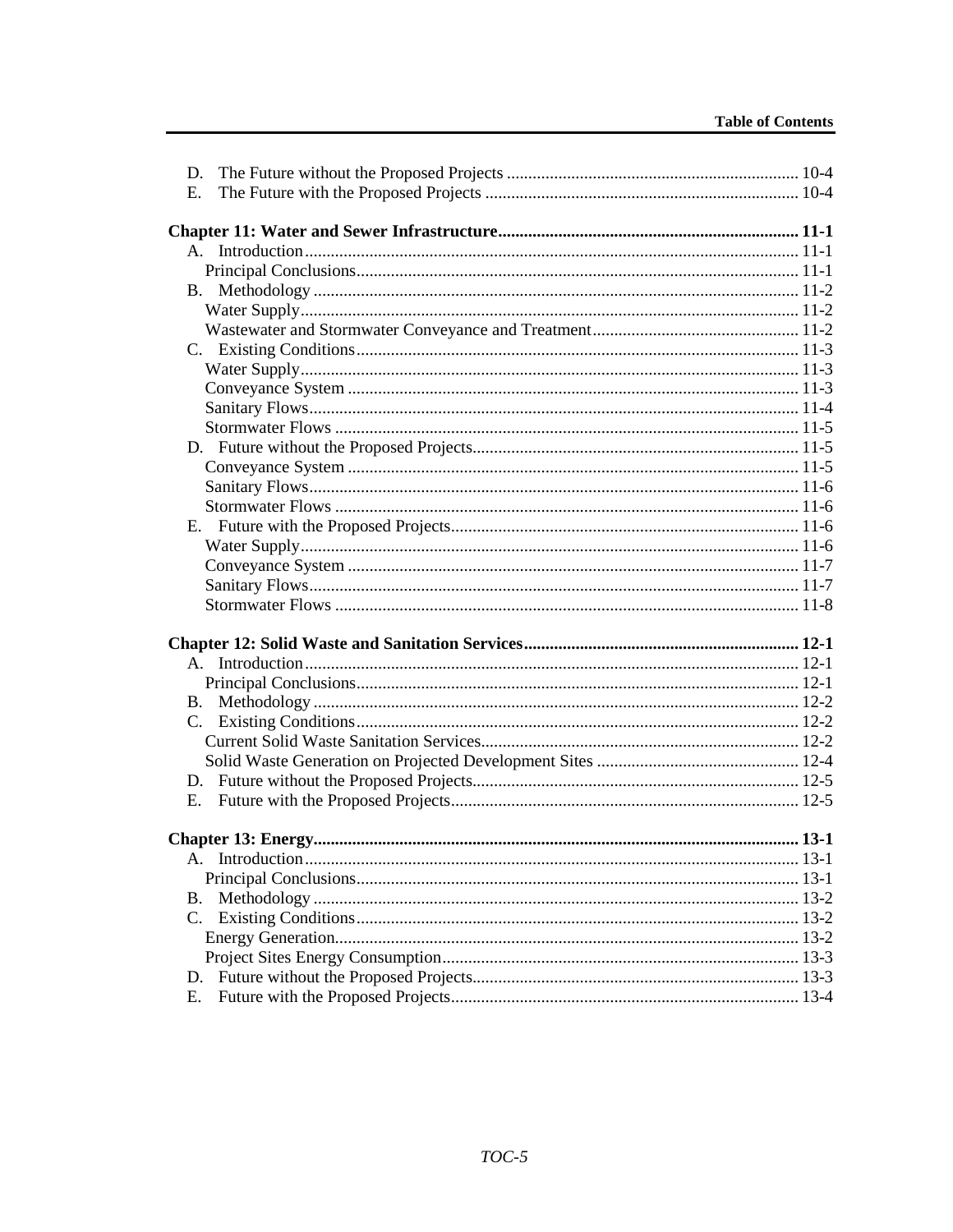D. The Future without the Proposed Projects .................................................................. 10-4
E. The Future with the Proposed Projects ........................................................................ 10-4

**Chapter 11: Water and Sewer Infrastructure...................................................................... 11-1**
A. Introduction.................................................................................................................. 11-1
Principal Conclusions...................................................................................................... 11-1
B. Methodology ................................................................................................................ 11-2
Water Supply.................................................................................................................. 11-2
Wastewater and Stormwater Conveyance and Treatment................................................ 11-2
C. Existing Conditions...................................................................................................... 11-3
Water Supply.................................................................................................................. 11-3
Conveyance System ....................................................................................................... 11-3
Sanitary Flows................................................................................................................ 11-4
Stormwater Flows .......................................................................................................... 11-5
D. Future without the Proposed Projects........................................................................... 11-5
Conveyance System ....................................................................................................... 11-5
Sanitary Flows................................................................................................................ 11-6
Stormwater Flows .......................................................................................................... 11-6
E. Future with the Proposed Projects................................................................................ 11-6
Water Supply.................................................................................................................. 11-6
Conveyance System ....................................................................................................... 11-7
Sanitary Flows................................................................................................................ 11-7
Stormwater Flows .......................................................................................................... 11-8

**Chapter 12: Solid Waste and Sanitation Services............................................................... 12-1**
A. Introduction.................................................................................................................. 12-1
Principal Conclusions...................................................................................................... 12-1
B. Methodology ................................................................................................................ 12-2
C. Existing Conditions...................................................................................................... 12-2
Current Solid Waste Sanitation Services......................................................................... 12-2
Solid Waste Generation on Projected Development Sites .............................................. 12-4
D. Future without the Proposed Projects........................................................................... 12-5
E. Future with the Proposed Projects................................................................................ 12-5

**Chapter 13: Energy............................................................................................................... 13-1**
A. Introduction.................................................................................................................. 13-1
Principal Conclusions...................................................................................................... 13-1
B. Methodology ................................................................................................................ 13-2
C. Existing Conditions...................................................................................................... 13-2
Energy Generation........................................................................................................... 13-2
Project Sites Energy Consumption.................................................................................. 13-3
D. Future without the Proposed Projects........................................................................... 13-3
E. Future with the Proposed Projects................................................................................ 13-4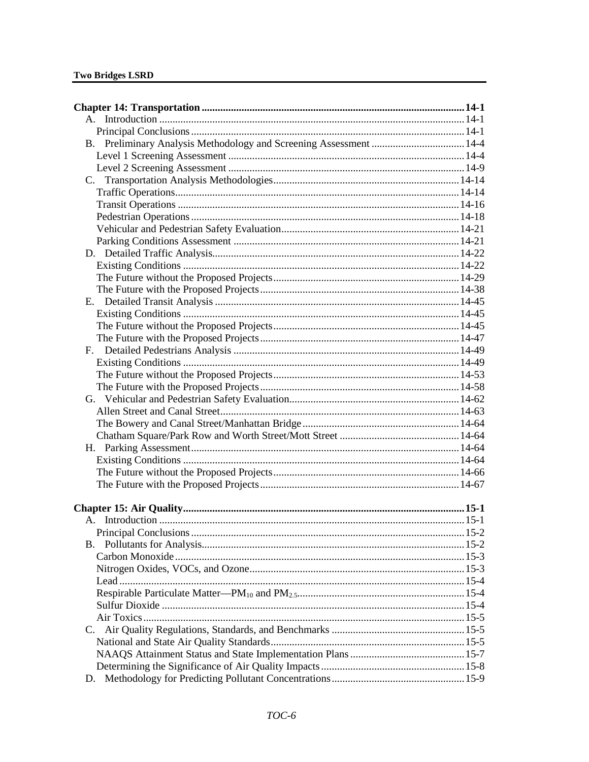**Chapter 14: Transportation** ........................................................................................... **14-1**

A. Introduction ................................................................................................................. 14-1

Principal Conclusions ...................................................................................................... 14-1

B. Preliminary Analysis Methodology and Screening Assessment .................................. 14-4

Level 1 Screening Assessment ........................................................................................ 14-4

Level 2 Screening Assessment ........................................................................................ 14-9

C. Transportation Analysis Methodologies ...................................................................... 14-14

Traffic Operations ............................................................................................................ 14-14

Transit Operations ........................................................................................................... 14-16

Pedestrian Operations ..................................................................................................... 14-18

Vehicular and Pedestrian Safety Evaluation ................................................................... 14-21

Parking Conditions Assessment ..................................................................................... 14-21

D. Detailed Traffic Analysis ............................................................................................. 14-22

Existing Conditions ......................................................................................................... 14-22

The Future without the Proposed Projects ...................................................................... 14-29

The Future with the Proposed Projects ........................................................................... 14-38

E. Detailed Transit Analysis ............................................................................................ 14-45

Existing Conditions ......................................................................................................... 14-45

The Future without the Proposed Projects ...................................................................... 14-45

The Future with the Proposed Projects ........................................................................... 14-47

F. Detailed Pedestrians Analysis ..................................................................................... 14-49

Existing Conditions ......................................................................................................... 14-49

The Future without the Proposed Projects ...................................................................... 14-53

The Future with the Proposed Projects ........................................................................... 14-58

G. Vehicular and Pedestrian Safety Evaluation ............................................................... 14-62

Allen Street and Canal Street ........................................................................................... 14-63

The Bowery and Canal Street/Manhattan Bridge ........................................................... 14-64

Chatham Square/Park Row and Worth Street/Mott Street ............................................. 14-64

H. Parking Assessment .................................................................................................... 14-64

Existing Conditions ......................................................................................................... 14-64

The Future without the Proposed Projects ...................................................................... 14-66

The Future with the Proposed Projects ........................................................................... 14-67

**Chapter 15: Air Quality** ........................................................................................... **15-1**

A. Introduction ................................................................................................................. 15-1

Principal Conclusions ...................................................................................................... 15-2

B. Pollutants for Analysis ................................................................................................. 15-2

Carbon Monoxide ............................................................................................................ 15-3

Nitrogen Oxides, VOCs, and Ozone ................................................................................ 15-3

Lead ................................................................................................................................. 15-4

Respirable Particulate Matter—$PM_{10}$ and $PM_{2.5}$ ............................................................... 15-4

Sulfur Dioxide ................................................................................................................. 15-4

Air Toxics ........................................................................................................................ 15-5

C. Air Quality Regulations, Standards, and Benchmarks ................................................. 15-5

National and State Air Quality Standards ........................................................................ 15-5

NAAQS Attainment Status and State Implementation Plans ........................................... 15-7

Determining the Significance of Air Quality Impacts ...................................................... 15-8

D. Methodology for Predicting Pollutant Concentrations ................................................. 15-9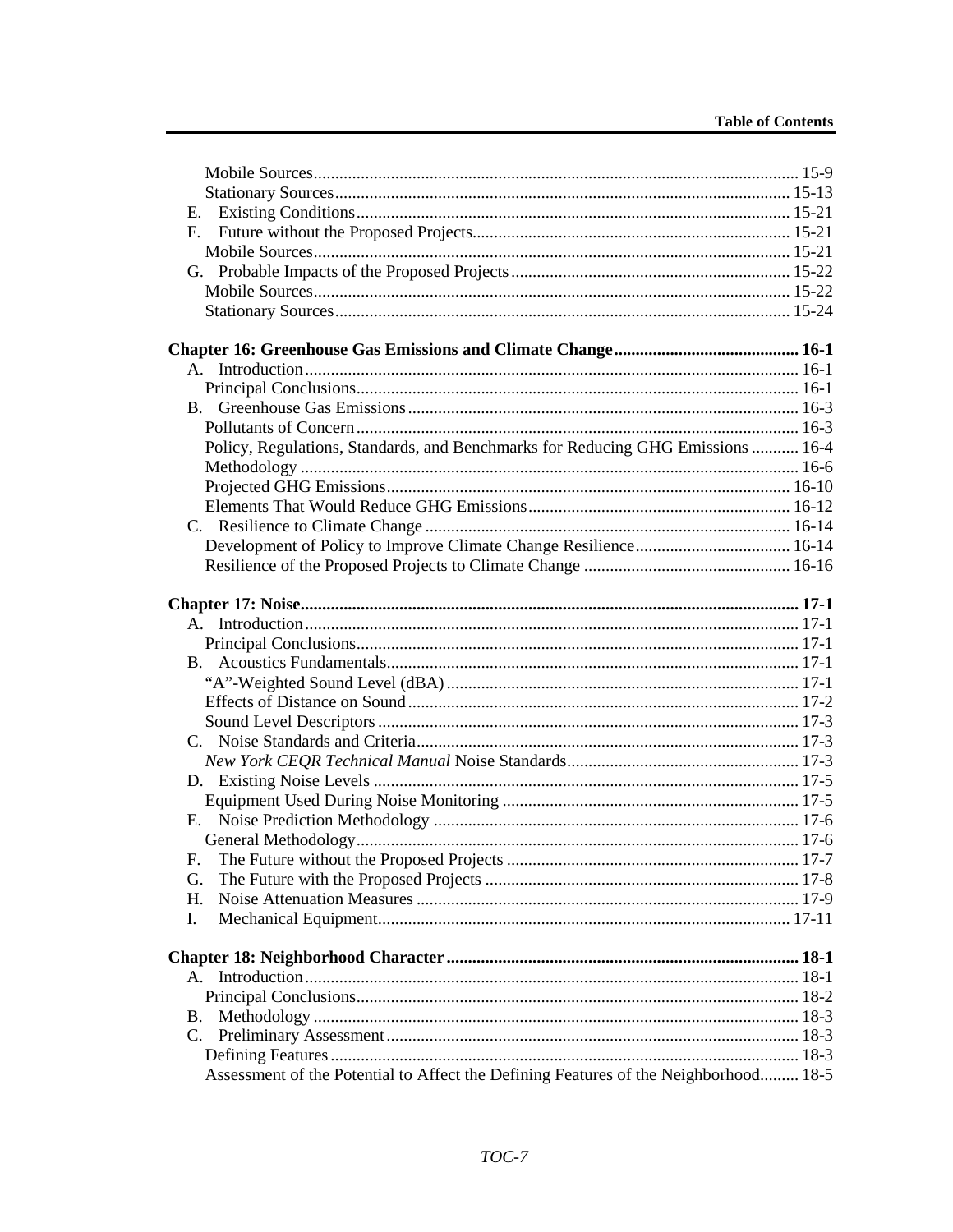Mobile Sources ... 15-9
Stationary Sources ... 15-13
E. Existing Conditions ... 15-21
F. Future without the Proposed Projects ... 15-21
Mobile Sources ... 15-21
G. Probable Impacts of the Proposed Projects ... 15-22
Mobile Sources ... 15-22
Stationary Sources ... 15-24

**Chapter 16: Greenhouse Gas Emissions and Climate Change ... 16-1**
A. Introduction ... 16-1
Principal Conclusions ... 16-1
B. Greenhouse Gas Emissions ... 16-3
Pollutants of Concern ... 16-3
Policy, Regulations, Standards, and Benchmarks for Reducing GHG Emissions ... 16-4
Methodology ... 16-6
Projected GHG Emissions ... 16-10
Elements That Would Reduce GHG Emissions ... 16-12
C. Resilience to Climate Change ... 16-14
Development of Policy to Improve Climate Change Resilience ... 16-14
Resilience of the Proposed Projects to Climate Change ... 16-16

**Chapter 17: Noise ... 17-1**
A. Introduction ... 17-1
Principal Conclusions ... 17-1
B. Acoustics Fundamentals ... 17-1
"A"-Weighted Sound Level (dBA) ... 17-1
Effects of Distance on Sound ... 17-2
Sound Level Descriptors ... 17-3
C. Noise Standards and Criteria ... 17-3
*New York CEQR Technical Manual* Noise Standards ... 17-3
D. Existing Noise Levels ... 17-5
Equipment Used During Noise Monitoring ... 17-5
E. Noise Prediction Methodology ... 17-6
General Methodology ... 17-6
F. The Future without the Proposed Projects ... 17-7
G. The Future with the Proposed Projects ... 17-8
H. Noise Attenuation Measures ... 17-9
I. Mechanical Equipment ... 17-11

**Chapter 18: Neighborhood Character ... 18-1**
A. Introduction ... 18-1
Principal Conclusions ... 18-2
B. Methodology ... 18-3
C. Preliminary Assessment ... 18-3
Defining Features ... 18-3
Assessment of the Potential to Affect the Defining Features of the Neighborhood ... 18-5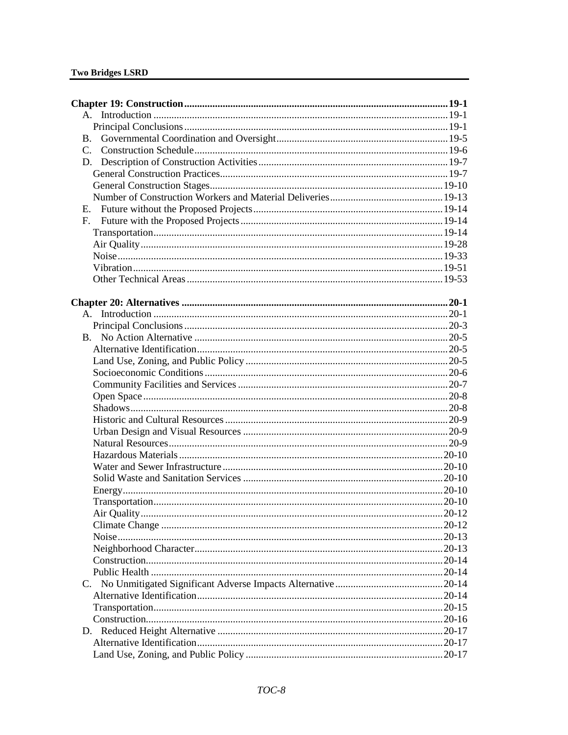**Chapter 19: Construction** ..... **19-1**

- A. Introduction ..... 19-1
  - Principal Conclusions ..... 19-1
- B. Governmental Coordination and Oversight ..... 19-5
- C. Construction Schedule ..... 19-6
- D. Description of Construction Activities ..... 19-7
  - General Construction Practices ..... 19-7
  - General Construction Stages ..... 19-10
  - Number of Construction Workers and Material Deliveries ..... 19-13
- E. Future without the Proposed Projects ..... 19-14
- F. Future with the Proposed Projects ..... 19-14
  - Transportation ..... 19-14
  - Air Quality ..... 19-28
  - Noise ..... 19-33
  - Vibration ..... 19-51
  - Other Technical Areas ..... 19-53

**Chapter 20: Alternatives** ..... **20-1**

- A. Introduction ..... 20-1
  - Principal Conclusions ..... 20-3
- B. No Action Alternative ..... 20-5
  - Alternative Identification ..... 20-5
  - Land Use, Zoning, and Public Policy ..... 20-5
  - Socioeconomic Conditions ..... 20-6
  - Community Facilities and Services ..... 20-7
  - Open Space ..... 20-8
  - Shadows ..... 20-8
  - Historic and Cultural Resources ..... 20-9
  - Urban Design and Visual Resources ..... 20-9
  - Natural Resources ..... 20-9
  - Hazardous Materials ..... 20-10
  - Water and Sewer Infrastructure ..... 20-10
  - Solid Waste and Sanitation Services ..... 20-10
  - Energy ..... 20-10
  - Transportation ..... 20-10
  - Air Quality ..... 20-12
  - Climate Change ..... 20-12
  - Noise ..... 20-13
  - Neighborhood Character ..... 20-13
  - Construction ..... 20-14
  - Public Health ..... 20-14
- C. No Unmitigated Significant Adverse Impacts Alternative ..... 20-14
  - Alternative Identification ..... 20-14
  - Transportation ..... 20-15
  - Construction ..... 20-16
- D. Reduced Height Alternative ..... 20-17
  - Alternative Identification ..... 20-17
  - Land Use, Zoning, and Public Policy ..... 20-17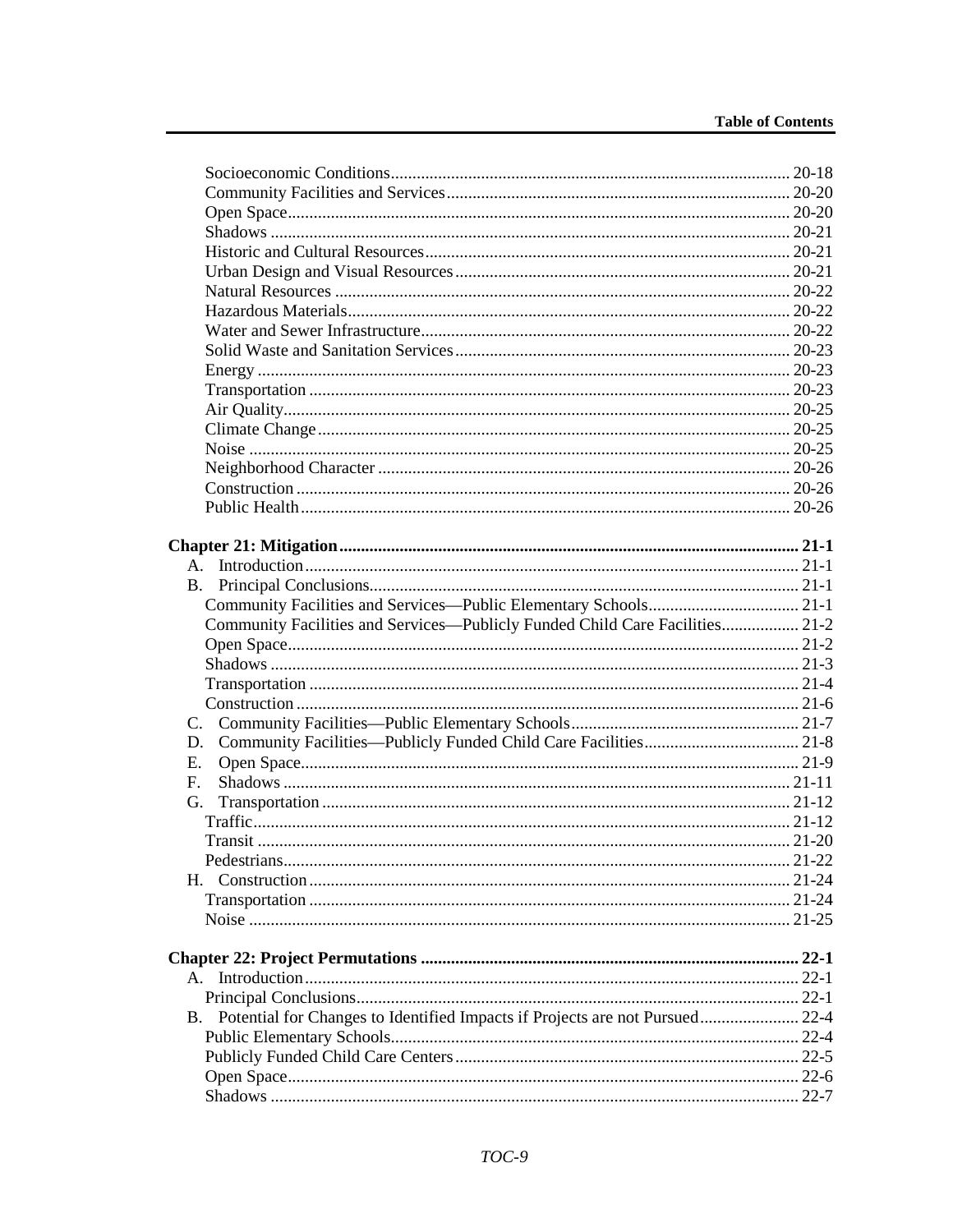Socioeconomic Conditions ........................................................................................ 20-18
Community Facilities and Services ........................................................................... 20-20
Open Space ................................................................................................................ 20-20
Shadows .................................................................................................................... 20-21
Historic and Cultural Resources ................................................................................ 20-21
Urban Design and Visual Resources ......................................................................... 20-21
Natural Resources ..................................................................................................... 20-22
Hazardous Materials .................................................................................................. 20-22
Water and Sewer Infrastructure ................................................................................. 20-22
Solid Waste and Sanitation Services ......................................................................... 20-23
Energy ....................................................................................................................... 20-23
Transportation ........................................................................................................... 20-23
Air Quality ................................................................................................................. 20-25
Climate Change ......................................................................................................... 20-25
Noise ......................................................................................................................... 20-25
Neighborhood Character ........................................................................................... 20-26
Construction .............................................................................................................. 20-26
Public Health ............................................................................................................. 20-26

**Chapter 21: Mitigation ...................................................................................................... 21-1**

A. Introduction ................................................................................................................ 21-1
B. Principal Conclusions .................................................................................................. 21-1
Community Facilities and Services—Public Elementary Schools ................................... 21-1
Community Facilities and Services—Publicly Funded Child Care Facilities .................. 21-2
Open Space .................................................................................................................. 21-2
Shadows ....................................................................................................................... 21-3
Transportation .............................................................................................................. 21-4
Construction ................................................................................................................. 21-6
C. Community Facilities—Public Elementary Schools ..................................................... 21-7
D. Community Facilities—Publicly Funded Child Care Facilities .................................... 21-8
E. Open Space ................................................................................................................. 21-9
F. Shadows ..................................................................................................................... 21-11
G. Transportation ........................................................................................................... 21-12
Traffic .......................................................................................................................... 21-12
Transit ......................................................................................................................... 21-20
Pedestrians .................................................................................................................. 21-22
H. Construction .............................................................................................................. 21-24
Transportation ............................................................................................................. 21-24
Noise ........................................................................................................................... 21-25

**Chapter 22: Project Permutations ...................................................................................... 22-1**

A. Introduction ................................................................................................................ 22-1
Principal Conclusions .................................................................................................... 22-1
B. Potential for Changes to Identified Impacts if Projects are not Pursued ....................... 22-4
Public Elementary Schools ............................................................................................ 22-4
Publicly Funded Child Care Centers .............................................................................. 22-5
Open Space .................................................................................................................... 22-6
Shadows ........................................................................................................................ 22-7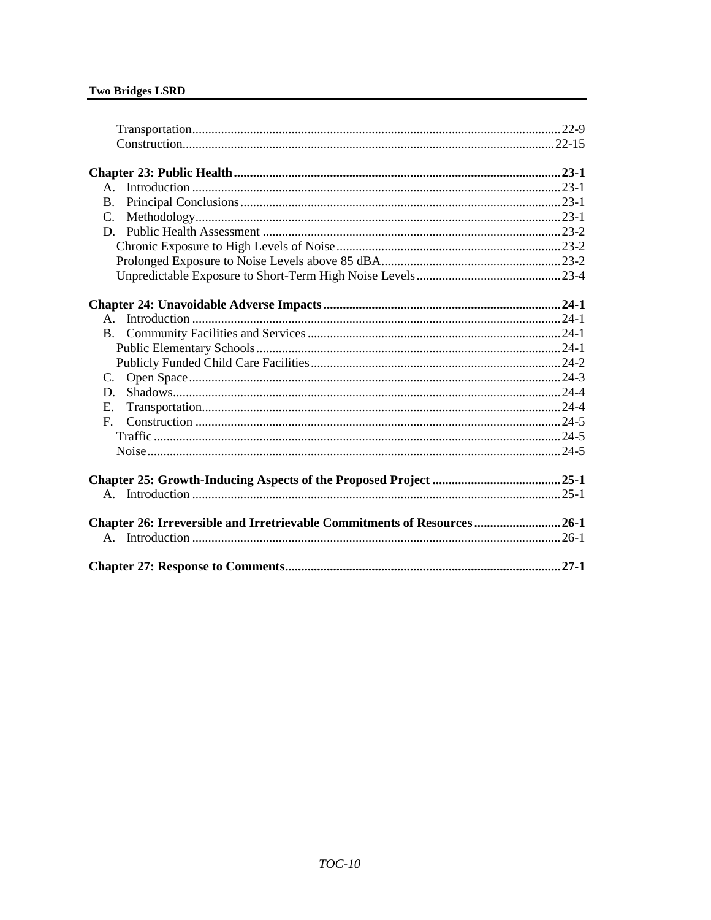Transportation..........22-9
Construction..........22-15

**Chapter 23: Public Health..........23-1**
A. Introduction..........23-1
B. Principal Conclusions..........23-1
C. Methodology..........23-1
D. Public Health Assessment..........23-2
Chronic Exposure to High Levels of Noise..........23-2
Prolonged Exposure to Noise Levels above 85 dBA..........23-2
Unpredictable Exposure to Short-Term High Noise Levels..........23-4

**Chapter 24: Unavoidable Adverse Impacts..........24-1**
A. Introduction..........24-1
B. Community Facilities and Services..........24-1
Public Elementary Schools..........24-1
Publicly Funded Child Care Facilities..........24-2
C. Open Space..........24-3
D. Shadows..........24-4
E. Transportation..........24-4
F. Construction..........24-5
Traffic..........24-5
Noise..........24-5

**Chapter 25: Growth-Inducing Aspects of the Proposed Project..........25-1**
A. Introduction..........25-1

**Chapter 26: Irreversible and Irretrievable Commitments of Resources..........26-1**
A. Introduction..........26-1

**Chapter 27: Response to Comments..........27-1**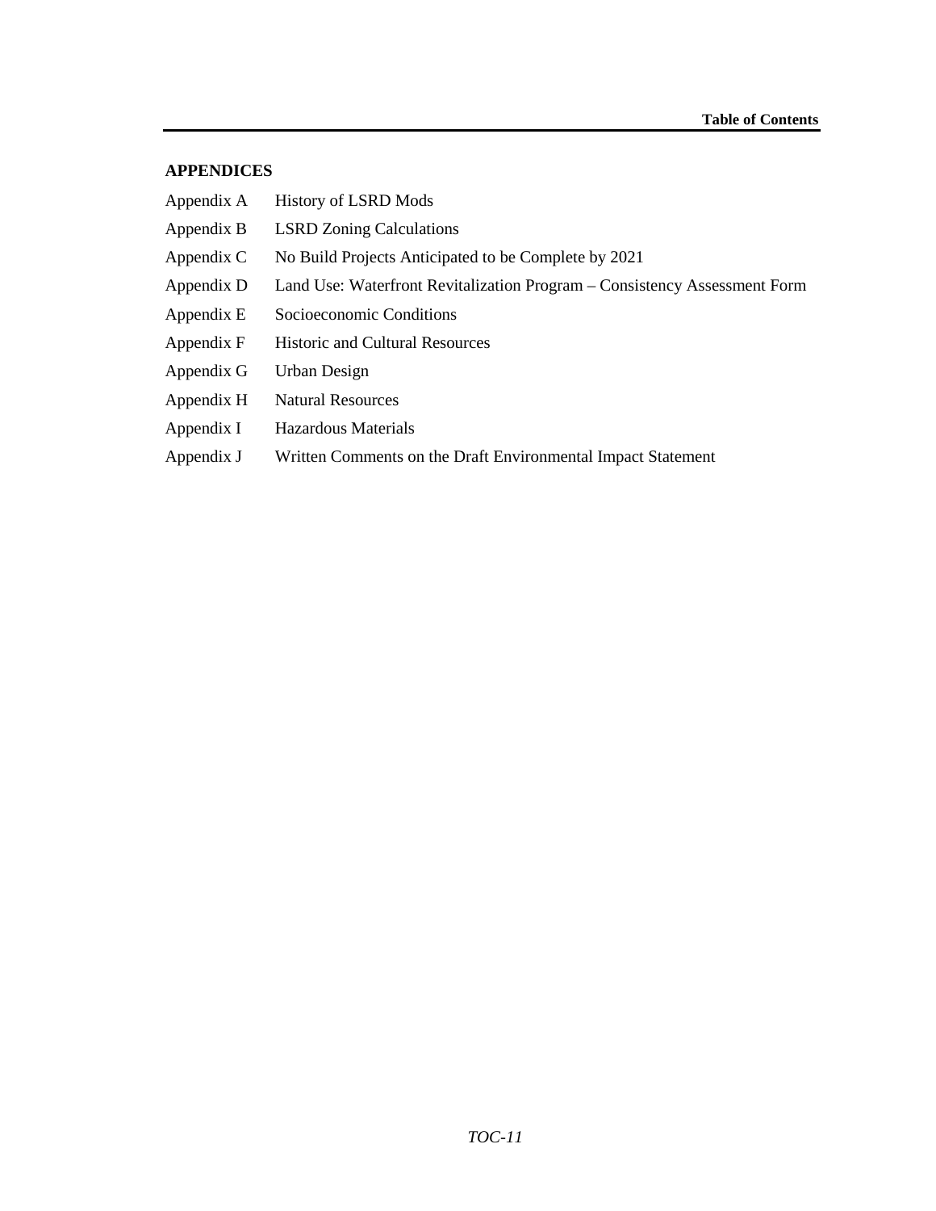## APPENDICES

| | |
|---|---|
| Appendix A | History of LSRD Mods |
| Appendix B | LSRD Zoning Calculations |
| Appendix C | No Build Projects Anticipated to be Complete by 2021 |
| Appendix D | Land Use: Waterfront Revitalization Program – Consistency Assessment Form |
| Appendix E | Socioeconomic Conditions |
| Appendix F | Historic and Cultural Resources |
| Appendix G | Urban Design |
| Appendix H | Natural Resources |
| Appendix I | Hazardous Materials |
| Appendix J | Written Comments on the Draft Environmental Impact Statement |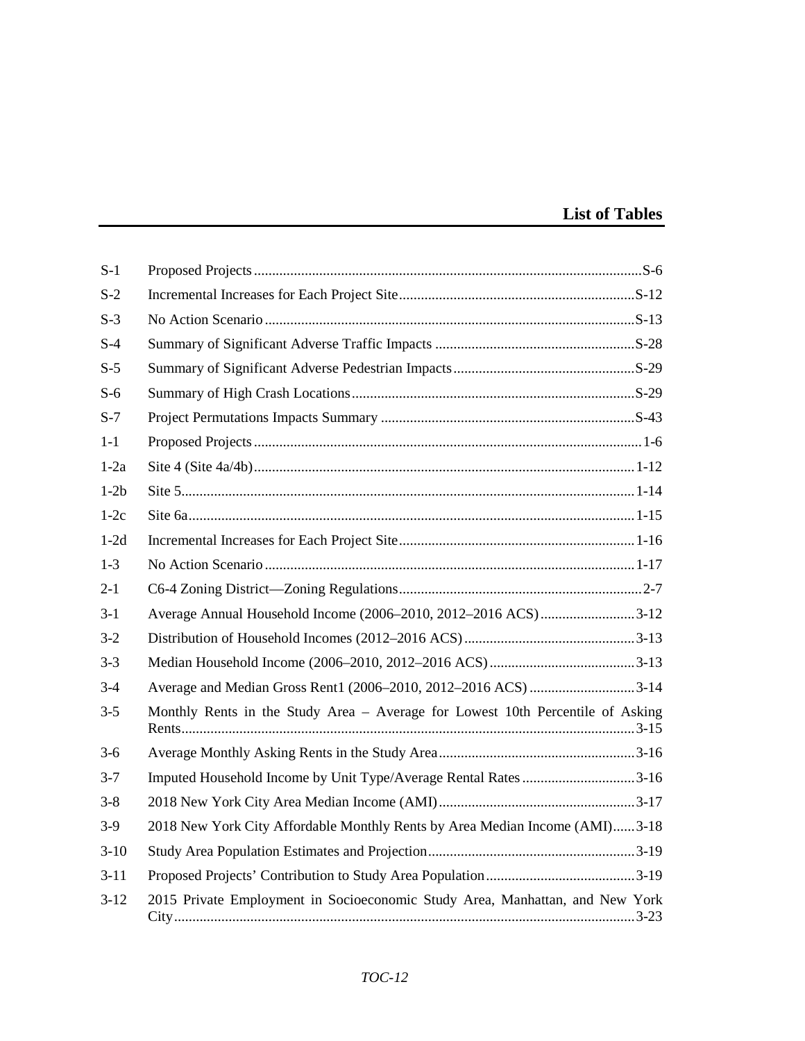## List of Tables

| | | |
|---|---|---|
| S-1 | Proposed Projects | S-6 |
| S-2 | Incremental Increases for Each Project Site | S-12 |
| S-3 | No Action Scenario | S-13 |
| S-4 | Summary of Significant Adverse Traffic Impacts | S-28 |
| S-5 | Summary of Significant Adverse Pedestrian Impacts | S-29 |
| S-6 | Summary of High Crash Locations | S-29 |
| S-7 | Project Permutations Impacts Summary | S-43 |
| 1-1 | Proposed Projects | 1-6 |
| 1-2a | Site 4 (Site 4a/4b) | 1-12 |
| 1-2b | Site 5 | 1-14 |
| 1-2c | Site 6a | 1-15 |
| 1-2d | Incremental Increases for Each Project Site | 1-16 |
| 1-3 | No Action Scenario | 1-17 |
| 2-1 | C6-4 Zoning District—Zoning Regulations | 2-7 |
| 3-1 | Average Annual Household Income (2006–2010, 2012–2016 ACS) | 3-12 |
| 3-2 | Distribution of Household Incomes (2012–2016 ACS) | 3-13 |
| 3-3 | Median Household Income (2006–2010, 2012–2016 ACS) | 3-13 |
| 3-4 | Average and Median Gross Rent1 (2006–2010, 2012–2016 ACS) | 3-14 |
| 3-5 | Monthly Rents in the Study Area – Average for Lowest 10th Percentile of Asking Rents | 3-15 |
| 3-6 | Average Monthly Asking Rents in the Study Area | 3-16 |
| 3-7 | Imputed Household Income by Unit Type/Average Rental Rates | 3-16 |
| 3-8 | 2018 New York City Area Median Income (AMI) | 3-17 |
| 3-9 | 2018 New York City Affordable Monthly Rents by Area Median Income (AMI) | 3-18 |
| 3-10 | Study Area Population Estimates and Projection | 3-19 |
| 3-11 | Proposed Projects' Contribution to Study Area Population | 3-19 |
| 3-12 | 2015 Private Employment in Socioeconomic Study Area, Manhattan, and New York City | 3-23 |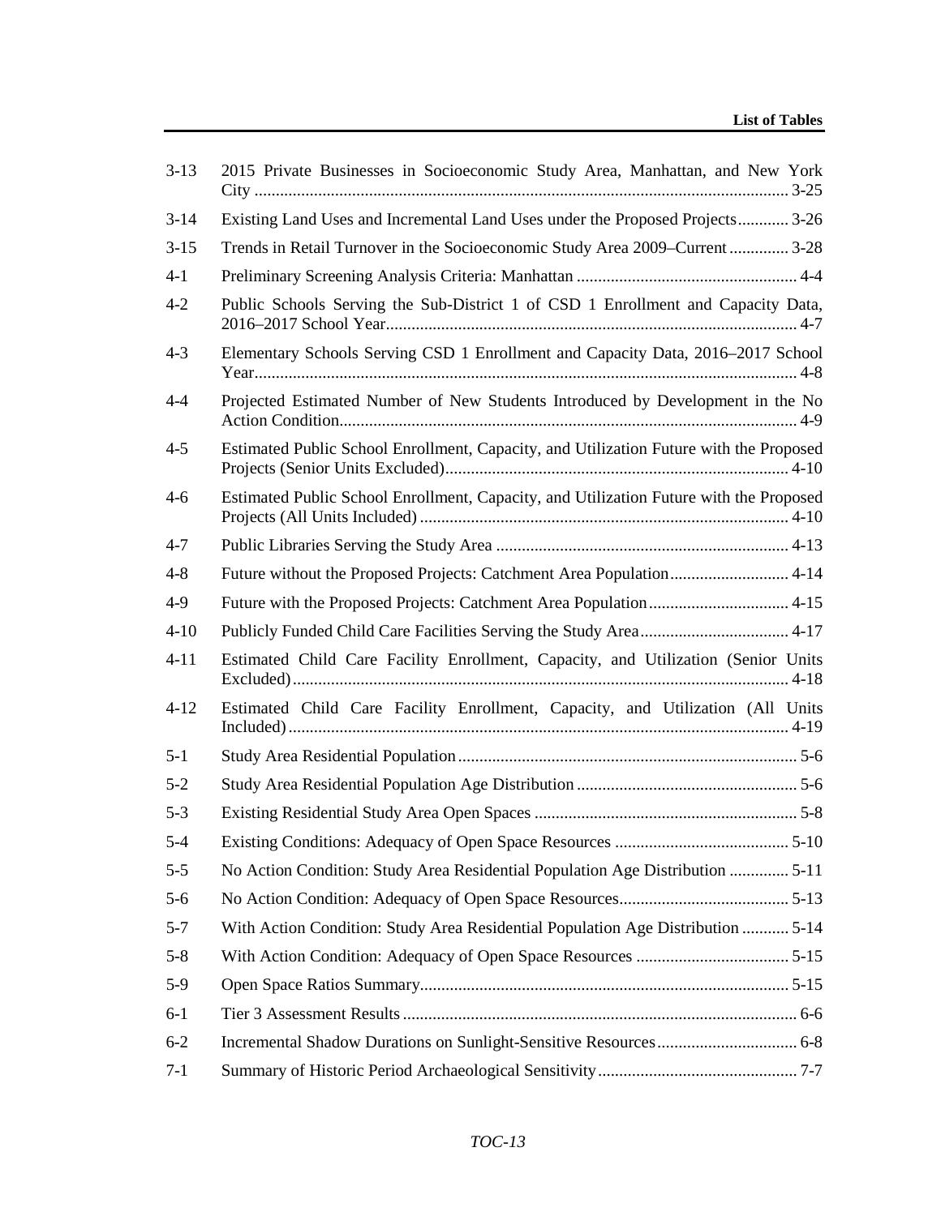| | | |
|---|---|---|
| 3-13 | 2015 Private Businesses in Socioeconomic Study Area, Manhattan, and New York City | 3-25 |
| 3-14 | Existing Land Uses and Incremental Land Uses under the Proposed Projects | 3-26 |
| 3-15 | Trends in Retail Turnover in the Socioeconomic Study Area 2009–Current | 3-28 |
| 4-1 | Preliminary Screening Analysis Criteria: Manhattan | 4-4 |
| 4-2 | Public Schools Serving the Sub-District 1 of CSD 1 Enrollment and Capacity Data, 2016–2017 School Year | 4-7 |
| 4-3 | Elementary Schools Serving CSD 1 Enrollment and Capacity Data, 2016–2017 School Year | 4-8 |
| 4-4 | Projected Estimated Number of New Students Introduced by Development in the No Action Condition | 4-9 |
| 4-5 | Estimated Public School Enrollment, Capacity, and Utilization Future with the Proposed Projects (Senior Units Excluded) | 4-10 |
| 4-6 | Estimated Public School Enrollment, Capacity, and Utilization Future with the Proposed Projects (All Units Included) | 4-10 |
| 4-7 | Public Libraries Serving the Study Area | 4-13 |
| 4-8 | Future without the Proposed Projects: Catchment Area Population | 4-14 |
| 4-9 | Future with the Proposed Projects: Catchment Area Population | 4-15 |
| 4-10 | Publicly Funded Child Care Facilities Serving the Study Area | 4-17 |
| 4-11 | Estimated Child Care Facility Enrollment, Capacity, and Utilization (Senior Units Excluded) | 4-18 |
| 4-12 | Estimated Child Care Facility Enrollment, Capacity, and Utilization (All Units Included) | 4-19 |
| 5-1 | Study Area Residential Population | 5-6 |
| 5-2 | Study Area Residential Population Age Distribution | 5-6 |
| 5-3 | Existing Residential Study Area Open Spaces | 5-8 |
| 5-4 | Existing Conditions: Adequacy of Open Space Resources | 5-10 |
| 5-5 | No Action Condition: Study Area Residential Population Age Distribution | 5-11 |
| 5-6 | No Action Condition: Adequacy of Open Space Resources | 5-13 |
| 5-7 | With Action Condition: Study Area Residential Population Age Distribution | 5-14 |
| 5-8 | With Action Condition: Adequacy of Open Space Resources | 5-15 |
| 5-9 | Open Space Ratios Summary | 5-15 |
| 6-1 | Tier 3 Assessment Results | 6-6 |
| 6-2 | Incremental Shadow Durations on Sunlight-Sensitive Resources | 6-8 |
| 7-1 | Summary of Historic Period Archaeological Sensitivity | 7-7 |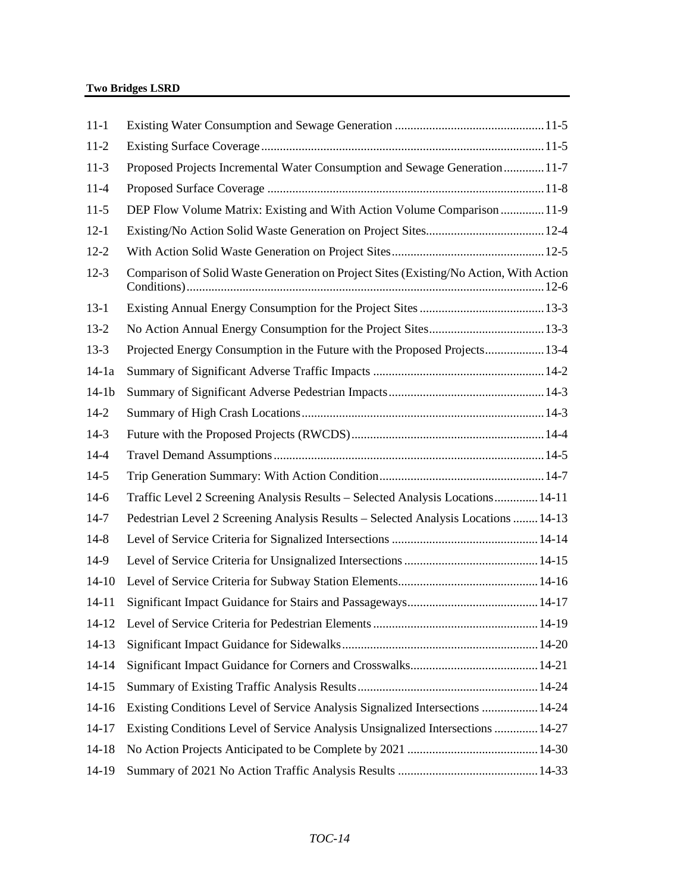| | | |
|---|---|---|
| 11-1 | Existing Water Consumption and Sewage Generation | 11-5 |
| 11-2 | Existing Surface Coverage | 11-5 |
| 11-3 | Proposed Projects Incremental Water Consumption and Sewage Generation | 11-7 |
| 11-4 | Proposed Surface Coverage | 11-8 |
| 11-5 | DEP Flow Volume Matrix: Existing and With Action Volume Comparison | 11-9 |
| 12-1 | Existing/No Action Solid Waste Generation on Project Sites | 12-4 |
| 12-2 | With Action Solid Waste Generation on Project Sites | 12-5 |
| 12-3 | Comparison of Solid Waste Generation on Project Sites (Existing/No Action, With Action Conditions) | 12-6 |
| 13-1 | Existing Annual Energy Consumption for the Project Sites | 13-3 |
| 13-2 | No Action Annual Energy Consumption for the Project Sites | 13-3 |
| 13-3 | Projected Energy Consumption in the Future with the Proposed Projects | 13-4 |
| 14-1a | Summary of Significant Adverse Traffic Impacts | 14-2 |
| 14-1b | Summary of Significant Adverse Pedestrian Impacts | 14-3 |
| 14-2 | Summary of High Crash Locations | 14-3 |
| 14-3 | Future with the Proposed Projects (RWCDS) | 14-4 |
| 14-4 | Travel Demand Assumptions | 14-5 |
| 14-5 | Trip Generation Summary: With Action Condition | 14-7 |
| 14-6 | Traffic Level 2 Screening Analysis Results – Selected Analysis Locations | 14-11 |
| 14-7 | Pedestrian Level 2 Screening Analysis Results – Selected Analysis Locations | 14-13 |
| 14-8 | Level of Service Criteria for Signalized Intersections | 14-14 |
| 14-9 | Level of Service Criteria for Unsignalized Intersections | 14-15 |
| 14-10 | Level of Service Criteria for Subway Station Elements | 14-16 |
| 14-11 | Significant Impact Guidance for Stairs and Passageways | 14-17 |
| 14-12 | Level of Service Criteria for Pedestrian Elements | 14-19 |
| 14-13 | Significant Impact Guidance for Sidewalks | 14-20 |
| 14-14 | Significant Impact Guidance for Corners and Crosswalks | 14-21 |
| 14-15 | Summary of Existing Traffic Analysis Results | 14-24 |
| 14-16 | Existing Conditions Level of Service Analysis Signalized Intersections | 14-24 |
| 14-17 | Existing Conditions Level of Service Analysis Unsignalized Intersections | 14-27 |
| 14-18 | No Action Projects Anticipated to be Complete by 2021 | 14-30 |
| 14-19 | Summary of 2021 No Action Traffic Analysis Results | 14-33 |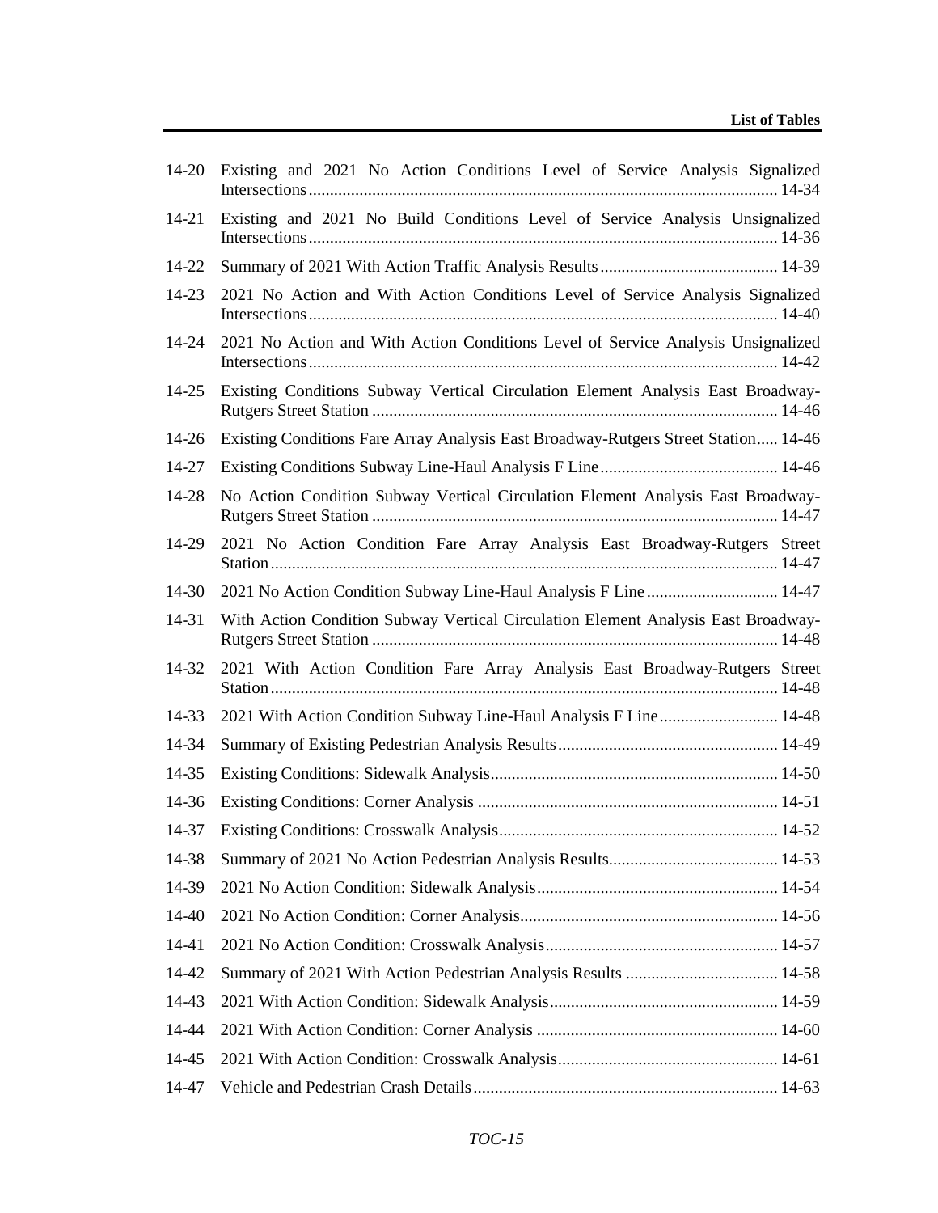| | | |
|---|---|---|
| 14-20 | Existing and 2021 No Action Conditions Level of Service Analysis Signalized Intersections | 14-34 |
| 14-21 | Existing and 2021 No Build Conditions Level of Service Analysis Unsignalized Intersections | 14-36 |
| 14-22 | Summary of 2021 With Action Traffic Analysis Results | 14-39 |
| 14-23 | 2021 No Action and With Action Conditions Level of Service Analysis Signalized Intersections | 14-40 |
| 14-24 | 2021 No Action and With Action Conditions Level of Service Analysis Unsignalized Intersections | 14-42 |
| 14-25 | Existing Conditions Subway Vertical Circulation Element Analysis East Broadway-Rutgers Street Station | 14-46 |
| 14-26 | Existing Conditions Fare Array Analysis East Broadway-Rutgers Street Station | 14-46 |
| 14-27 | Existing Conditions Subway Line-Haul Analysis F Line | 14-46 |
| 14-28 | No Action Condition Subway Vertical Circulation Element Analysis East Broadway-Rutgers Street Station | 14-47 |
| 14-29 | 2021 No Action Condition Fare Array Analysis East Broadway-Rutgers Street Station | 14-47 |
| 14-30 | 2021 No Action Condition Subway Line-Haul Analysis F Line | 14-47 |
| 14-31 | With Action Condition Subway Vertical Circulation Element Analysis East Broadway-Rutgers Street Station | 14-48 |
| 14-32 | 2021 With Action Condition Fare Array Analysis East Broadway-Rutgers Street Station | 14-48 |
| 14-33 | 2021 With Action Condition Subway Line-Haul Analysis F Line | 14-48 |
| 14-34 | Summary of Existing Pedestrian Analysis Results | 14-49 |
| 14-35 | Existing Conditions: Sidewalk Analysis | 14-50 |
| 14-36 | Existing Conditions: Corner Analysis | 14-51 |
| 14-37 | Existing Conditions: Crosswalk Analysis | 14-52 |
| 14-38 | Summary of 2021 No Action Pedestrian Analysis Results | 14-53 |
| 14-39 | 2021 No Action Condition: Sidewalk Analysis | 14-54 |
| 14-40 | 2021 No Action Condition: Corner Analysis | 14-56 |
| 14-41 | 2021 No Action Condition: Crosswalk Analysis | 14-57 |
| 14-42 | Summary of 2021 With Action Pedestrian Analysis Results | 14-58 |
| 14-43 | 2021 With Action Condition: Sidewalk Analysis | 14-59 |
| 14-44 | 2021 With Action Condition: Corner Analysis | 14-60 |
| 14-45 | 2021 With Action Condition: Crosswalk Analysis | 14-61 |
| 14-47 | Vehicle and Pedestrian Crash Details | 14-63 |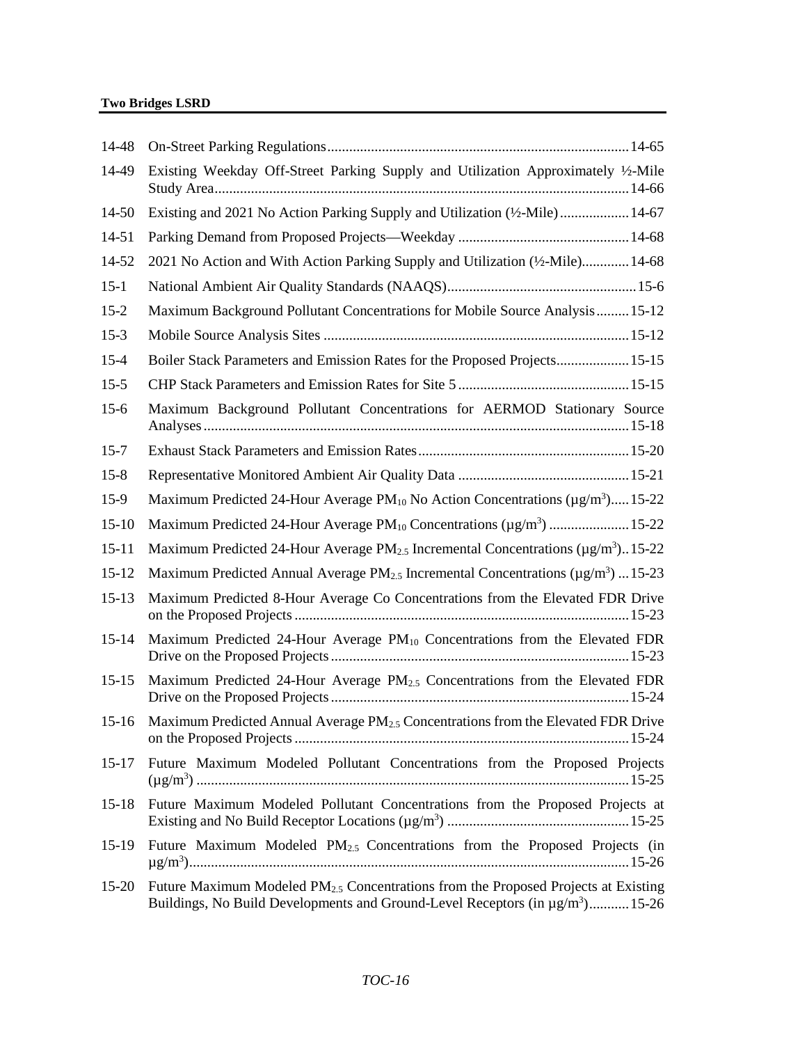| | | |
|---|---|---|
| 14-48 | On-Street Parking Regulations | 14-65 |
| 14-49 | Existing Weekday Off-Street Parking Supply and Utilization Approximately ½-Mile Study Area | 14-66 |
| 14-50 | Existing and 2021 No Action Parking Supply and Utilization (½-Mile) | 14-67 |
| 14-51 | Parking Demand from Proposed Projects—Weekday | 14-68 |
| 14-52 | 2021 No Action and With Action Parking Supply and Utilization (½-Mile) | 14-68 |
| 15-1 | National Ambient Air Quality Standards (NAAQS) | 15-6 |
| 15-2 | Maximum Background Pollutant Concentrations for Mobile Source Analysis | 15-12 |
| 15-3 | Mobile Source Analysis Sites | 15-12 |
| 15-4 | Boiler Stack Parameters and Emission Rates for the Proposed Projects | 15-15 |
| 15-5 | CHP Stack Parameters and Emission Rates for Site 5 | 15-15 |
| 15-6 | Maximum Background Pollutant Concentrations for AERMOD Stationary Source Analyses | 15-18 |
| 15-7 | Exhaust Stack Parameters and Emission Rates | 15-20 |
| 15-8 | Representative Monitored Ambient Air Quality Data | 15-21 |
| 15-9 | Maximum Predicted 24-Hour Average $PM_{10}$ No Action Concentrations (µg/m$^3$) | 15-22 |
| 15-10 | Maximum Predicted 24-Hour Average $PM_{10}$ Concentrations (µg/m$^3$) | 15-22 |
| 15-11 | Maximum Predicted 24-Hour Average $PM_{2.5}$ Incremental Concentrations (µg/m$^3$) | 15-22 |
| 15-12 | Maximum Predicted Annual Average $PM_{2.5}$ Incremental Concentrations (µg/m$^3$) | 15-23 |
| 15-13 | Maximum Predicted 8-Hour Average Co Concentrations from the Elevated FDR Drive on the Proposed Projects | 15-23 |
| 15-14 | Maximum Predicted 24-Hour Average $PM_{10}$ Concentrations from the Elevated FDR Drive on the Proposed Projects | 15-23 |
| 15-15 | Maximum Predicted 24-Hour Average $PM_{2.5}$ Concentrations from the Elevated FDR Drive on the Proposed Projects | 15-24 |
| 15-16 | Maximum Predicted Annual Average $PM_{2.5}$ Concentrations from the Elevated FDR Drive on the Proposed Projects | 15-24 |
| 15-17 | Future Maximum Modeled Pollutant Concentrations from the Proposed Projects (µg/m$^3$) | 15-25 |
| 15-18 | Future Maximum Modeled Pollutant Concentrations from the Proposed Projects at Existing and No Build Receptor Locations (µg/m$^3$) | 15-25 |
| 15-19 | Future Maximum Modeled $PM_{2.5}$ Concentrations from the Proposed Projects (in µg/m$^3$) | 15-26 |
| 15-20 | Future Maximum Modeled $PM_{2.5}$ Concentrations from the Proposed Projects at Existing Buildings, No Build Developments and Ground-Level Receptors (in µg/m$^3$) | 15-26 |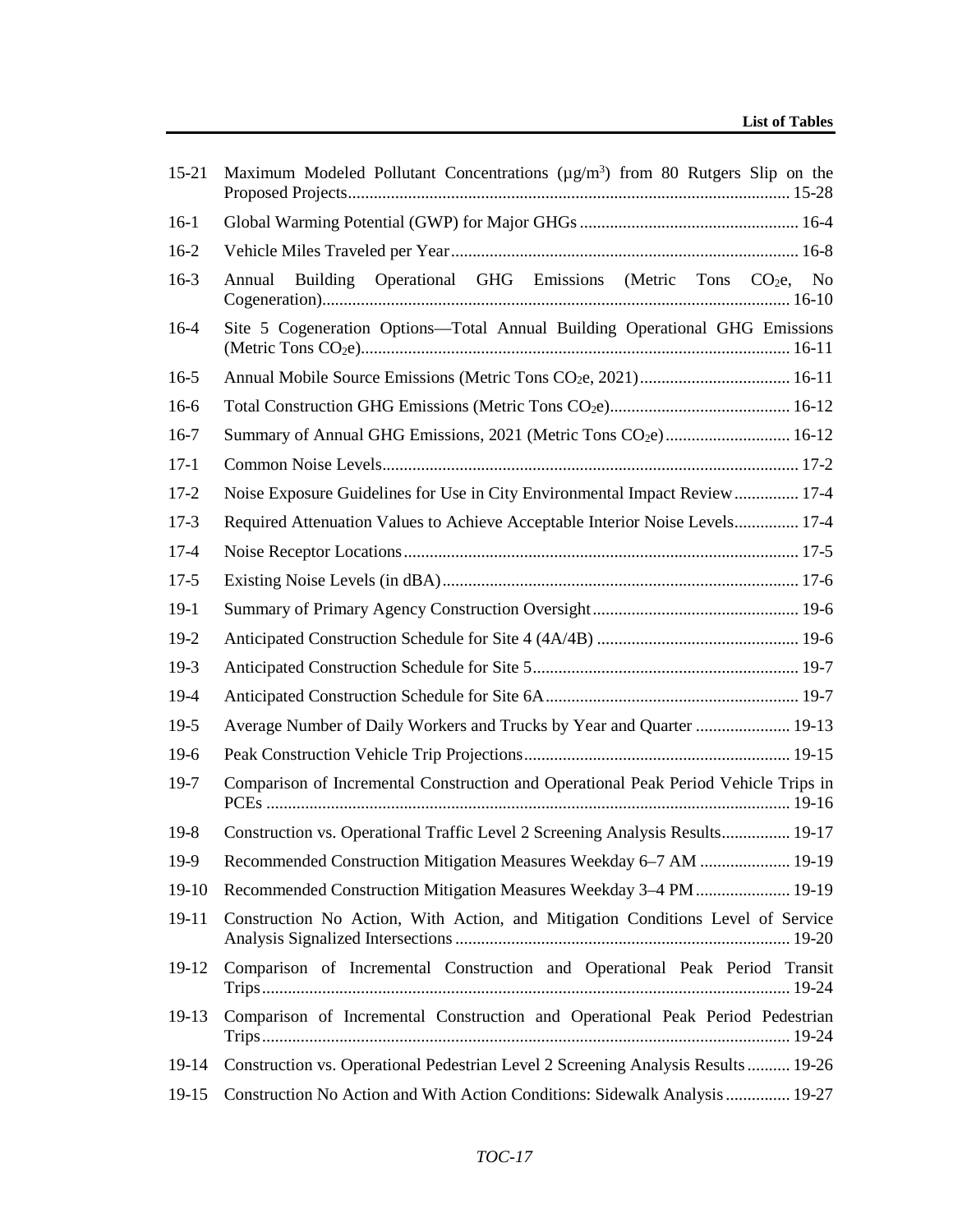| | | |
|---|---|---|
| 15-21 | Maximum Modeled Pollutant Concentrations ($\mu g/m^3$) from 80 Rutgers Slip on the Proposed Projects | 15-28 |
| 16-1 | Global Warming Potential (GWP) for Major GHGs | 16-4 |
| 16-2 | Vehicle Miles Traveled per Year | 16-8 |
| 16-3 | Annual Building Operational GHG Emissions (Metric Tons $CO_2e$, No Cogeneration) | 16-10 |
| 16-4 | Site 5 Cogeneration Options—Total Annual Building Operational GHG Emissions (Metric Tons $CO_2e$) | 16-11 |
| 16-5 | Annual Mobile Source Emissions (Metric Tons $CO_2e$, 2021) | 16-11 |
| 16-6 | Total Construction GHG Emissions (Metric Tons $CO_2e$) | 16-12 |
| 16-7 | Summary of Annual GHG Emissions, 2021 (Metric Tons $CO_2e$) | 16-12 |
| 17-1 | Common Noise Levels | 17-2 |
| 17-2 | Noise Exposure Guidelines for Use in City Environmental Impact Review | 17-4 |
| 17-3 | Required Attenuation Values to Achieve Acceptable Interior Noise Levels | 17-4 |
| 17-4 | Noise Receptor Locations | 17-5 |
| 17-5 | Existing Noise Levels (in dBA) | 17-6 |
| 19-1 | Summary of Primary Agency Construction Oversight | 19-6 |
| 19-2 | Anticipated Construction Schedule for Site 4 (4A/4B) | 19-6 |
| 19-3 | Anticipated Construction Schedule for Site 5 | 19-7 |
| 19-4 | Anticipated Construction Schedule for Site 6A | 19-7 |
| 19-5 | Average Number of Daily Workers and Trucks by Year and Quarter | 19-13 |
| 19-6 | Peak Construction Vehicle Trip Projections | 19-15 |
| 19-7 | Comparison of Incremental Construction and Operational Peak Period Vehicle Trips in PCEs | 19-16 |
| 19-8 | Construction vs. Operational Traffic Level 2 Screening Analysis Results | 19-17 |
| 19-9 | Recommended Construction Mitigation Measures Weekday 6–7 AM | 19-19 |
| 19-10 | Recommended Construction Mitigation Measures Weekday 3–4 PM | 19-19 |
| 19-11 | Construction No Action, With Action, and Mitigation Conditions Level of Service Analysis Signalized Intersections | 19-20 |
| 19-12 | Comparison of Incremental Construction and Operational Peak Period Transit Trips | 19-24 |
| 19-13 | Comparison of Incremental Construction and Operational Peak Period Pedestrian Trips | 19-24 |
| 19-14 | Construction vs. Operational Pedestrian Level 2 Screening Analysis Results | 19-26 |
| 19-15 | Construction No Action and With Action Conditions: Sidewalk Analysis | 19-27 |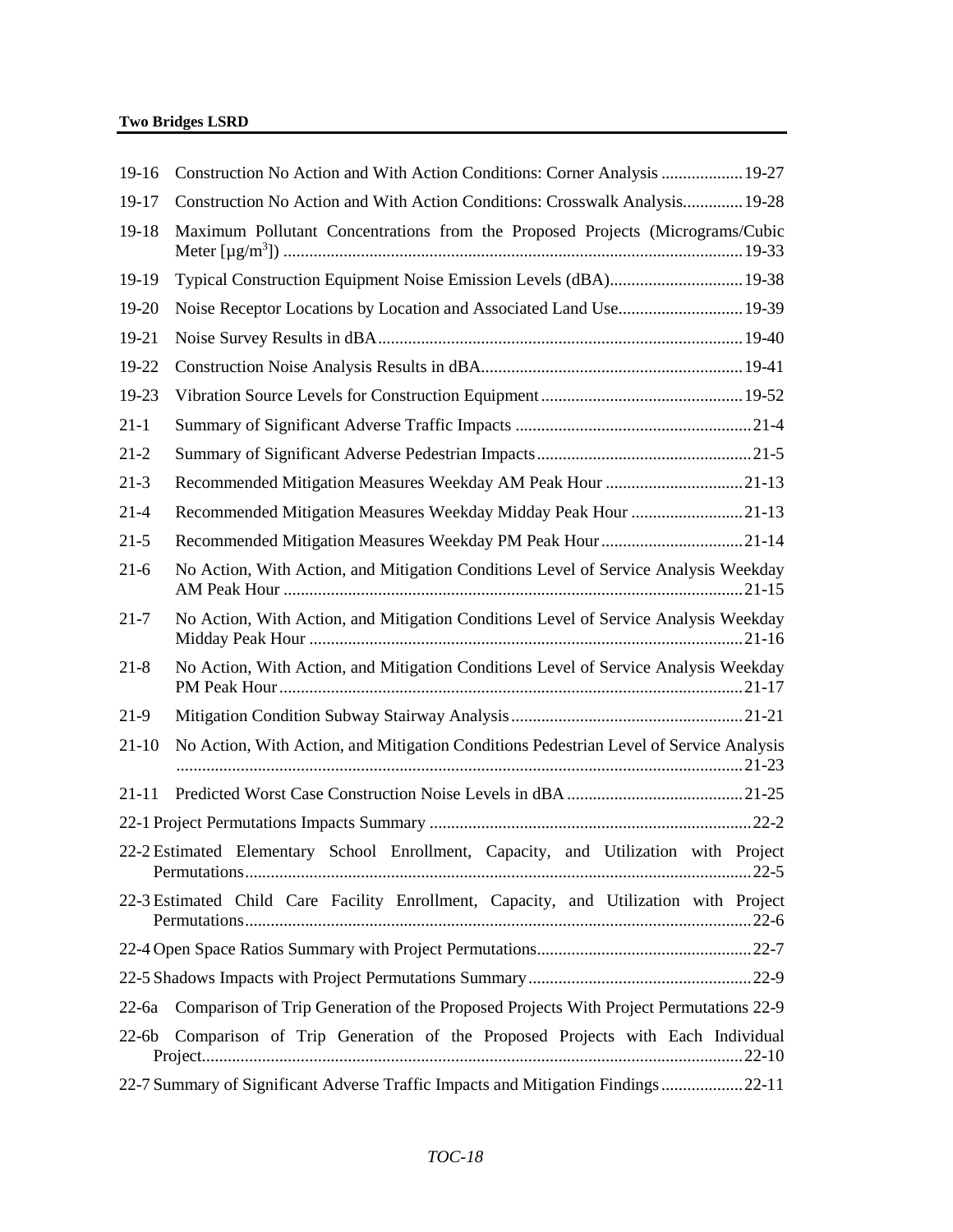| | | |
|---|---|---|
| 19-16 | Construction No Action and With Action Conditions: Corner Analysis | 19-27 |
| 19-17 | Construction No Action and With Action Conditions: Crosswalk Analysis | 19-28 |
| 19-18 | Maximum Pollutant Concentrations from the Proposed Projects (Micrograms/Cubic Meter [$\mu g/m^3$]) | 19-33 |
| 19-19 | Typical Construction Equipment Noise Emission Levels (dBA) | 19-38 |
| 19-20 | Noise Receptor Locations by Location and Associated Land Use | 19-39 |
| 19-21 | Noise Survey Results in dBA | 19-40 |
| 19-22 | Construction Noise Analysis Results in dBA | 19-41 |
| 19-23 | Vibration Source Levels for Construction Equipment | 19-52 |
| 21-1 | Summary of Significant Adverse Traffic Impacts | 21-4 |
| 21-2 | Summary of Significant Adverse Pedestrian Impacts | 21-5 |
| 21-3 | Recommended Mitigation Measures Weekday AM Peak Hour | 21-13 |
| 21-4 | Recommended Mitigation Measures Weekday Midday Peak Hour | 21-13 |
| 21-5 | Recommended Mitigation Measures Weekday PM Peak Hour | 21-14 |
| 21-6 | No Action, With Action, and Mitigation Conditions Level of Service Analysis Weekday AM Peak Hour | 21-15 |
| 21-7 | No Action, With Action, and Mitigation Conditions Level of Service Analysis Weekday Midday Peak Hour | 21-16 |
| 21-8 | No Action, With Action, and Mitigation Conditions Level of Service Analysis Weekday PM Peak Hour | 21-17 |
| 21-9 | Mitigation Condition Subway Stairway Analysis | 21-21 |
| 21-10 | No Action, With Action, and Mitigation Conditions Pedestrian Level of Service Analysis | 21-23 |
| 21-11 | Predicted Worst Case Construction Noise Levels in dBA | 21-25 |
| 22-1 | Project Permutations Impacts Summary | 22-2 |
| 22-2 | Estimated Elementary School Enrollment, Capacity, and Utilization with Project Permutations | 22-5 |
| 22-3 | Estimated Child Care Facility Enrollment, Capacity, and Utilization with Project Permutations | 22-6 |
| 22-4 | Open Space Ratios Summary with Project Permutations | 22-7 |
| 22-5 | Shadows Impacts with Project Permutations Summary | 22-9 |
| 22-6a | Comparison of Trip Generation of the Proposed Projects With Project Permutations | 22-9 |
| 22-6b | Comparison of Trip Generation of the Proposed Projects with Each Individual Project | 22-10 |
| 22-7 | Summary of Significant Adverse Traffic Impacts and Mitigation Findings | 22-11 |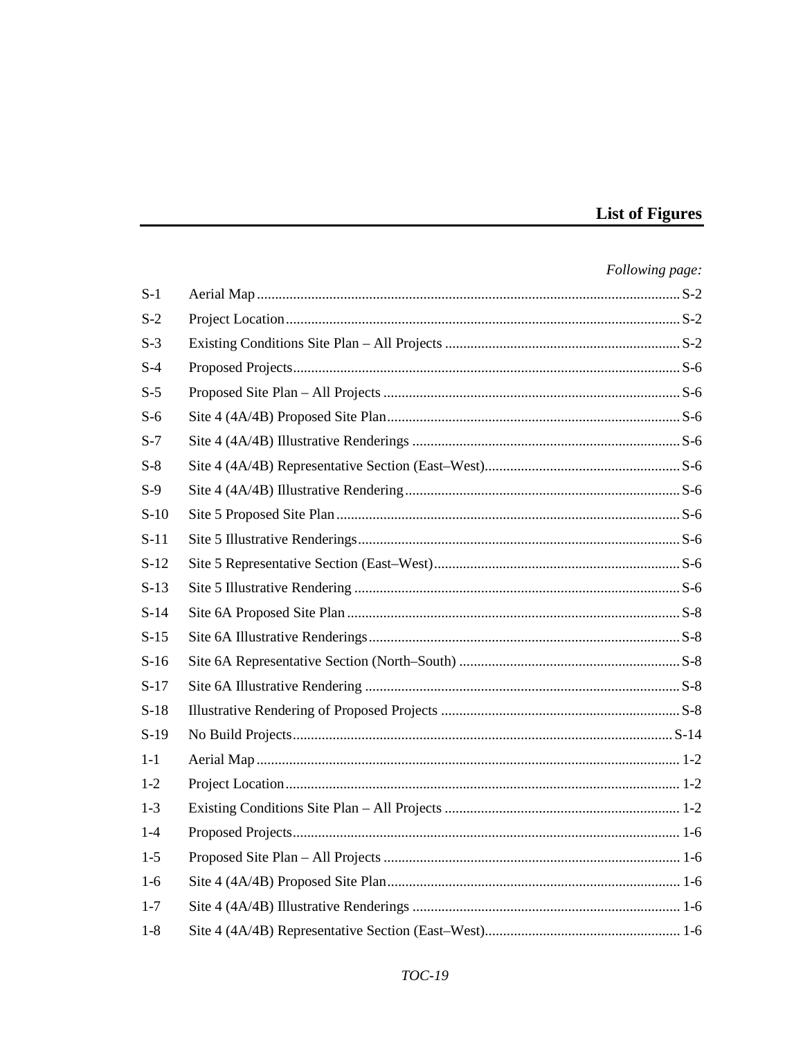# List of Figures

| | | *Following page:* |
|---|---|---|
| S-1 | Aerial Map | S-2 |
| S-2 | Project Location | S-2 |
| S-3 | Existing Conditions Site Plan – All Projects | S-2 |
| S-4 | Proposed Projects | S-6 |
| S-5 | Proposed Site Plan – All Projects | S-6 |
| S-6 | Site 4 (4A/4B) Proposed Site Plan | S-6 |
| S-7 | Site 4 (4A/4B) Illustrative Renderings | S-6 |
| S-8 | Site 4 (4A/4B) Representative Section (East–West) | S-6 |
| S-9 | Site 4 (4A/4B) Illustrative Rendering | S-6 |
| S-10 | Site 5 Proposed Site Plan | S-6 |
| S-11 | Site 5 Illustrative Renderings | S-6 |
| S-12 | Site 5 Representative Section (East–West) | S-6 |
| S-13 | Site 5 Illustrative Rendering | S-6 |
| S-14 | Site 6A Proposed Site Plan | S-8 |
| S-15 | Site 6A Illustrative Renderings | S-8 |
| S-16 | Site 6A Representative Section (North–South) | S-8 |
| S-17 | Site 6A Illustrative Rendering | S-8 |
| S-18 | Illustrative Rendering of Proposed Projects | S-8 |
| S-19 | No Build Projects | S-14 |
| 1-1 | Aerial Map | 1-2 |
| 1-2 | Project Location | 1-2 |
| 1-3 | Existing Conditions Site Plan – All Projects | 1-2 |
| 1-4 | Proposed Projects | 1-6 |
| 1-5 | Proposed Site Plan – All Projects | 1-6 |
| 1-6 | Site 4 (4A/4B) Proposed Site Plan | 1-6 |
| 1-7 | Site 4 (4A/4B) Illustrative Renderings | 1-6 |
| 1-8 | Site 4 (4A/4B) Representative Section (East–West) | 1-6 |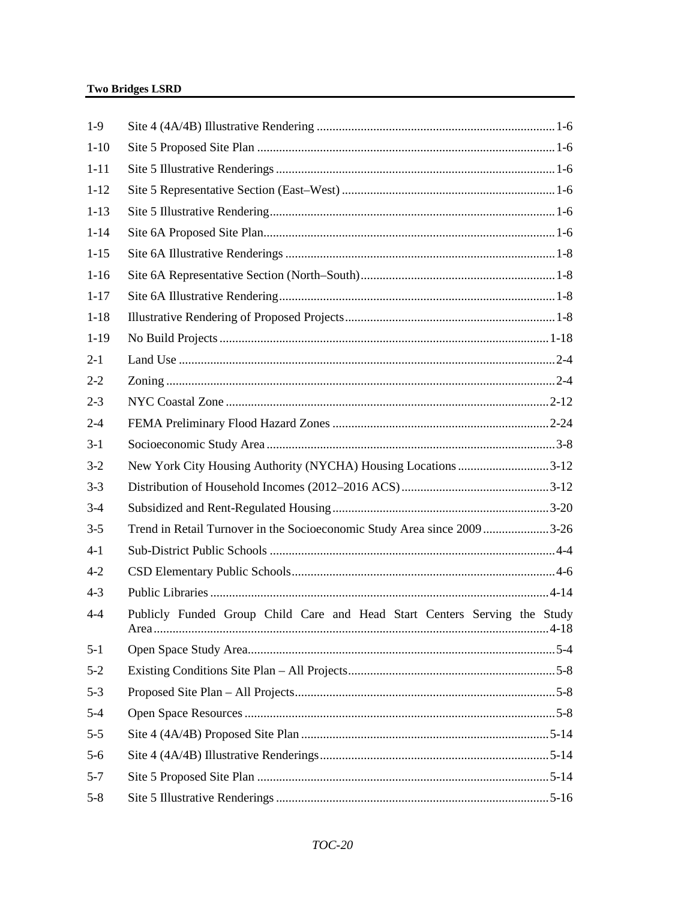| | | |
|---|---|---|
| 1-9 | Site 4 (4A/4B) Illustrative Rendering | 1-6 |
| 1-10 | Site 5 Proposed Site Plan | 1-6 |
| 1-11 | Site 5 Illustrative Renderings | 1-6 |
| 1-12 | Site 5 Representative Section (East–West) | 1-6 |
| 1-13 | Site 5 Illustrative Rendering | 1-6 |
| 1-14 | Site 6A Proposed Site Plan | 1-6 |
| 1-15 | Site 6A Illustrative Renderings | 1-8 |
| 1-16 | Site 6A Representative Section (North–South) | 1-8 |
| 1-17 | Site 6A Illustrative Rendering | 1-8 |
| 1-18 | Illustrative Rendering of Proposed Projects | 1-8 |
| 1-19 | No Build Projects | 1-18 |
| 2-1 | Land Use | 2-4 |
| 2-2 | Zoning | 2-4 |
| 2-3 | NYC Coastal Zone | 2-12 |
| 2-4 | FEMA Preliminary Flood Hazard Zones | 2-24 |
| 3-1 | Socioeconomic Study Area | 3-8 |
| 3-2 | New York City Housing Authority (NYCHA) Housing Locations | 3-12 |
| 3-3 | Distribution of Household Incomes (2012–2016 ACS) | 3-12 |
| 3-4 | Subsidized and Rent-Regulated Housing | 3-20 |
| 3-5 | Trend in Retail Turnover in the Socioeconomic Study Area since 2009 | 3-26 |
| 4-1 | Sub-District Public Schools | 4-4 |
| 4-2 | CSD Elementary Public Schools | 4-6 |
| 4-3 | Public Libraries | 4-14 |
| 4-4 | Publicly Funded Group Child Care and Head Start Centers Serving the Study Area | 4-18 |
| 5-1 | Open Space Study Area | 5-4 |
| 5-2 | Existing Conditions Site Plan – All Projects | 5-8 |
| 5-3 | Proposed Site Plan – All Projects | 5-8 |
| 5-4 | Open Space Resources | 5-8 |
| 5-5 | Site 4 (4A/4B) Proposed Site Plan | 5-14 |
| 5-6 | Site 4 (4A/4B) Illustrative Renderings | 5-14 |
| 5-7 | Site 5 Proposed Site Plan | 5-14 |
| 5-8 | Site 5 Illustrative Renderings | 5-16 |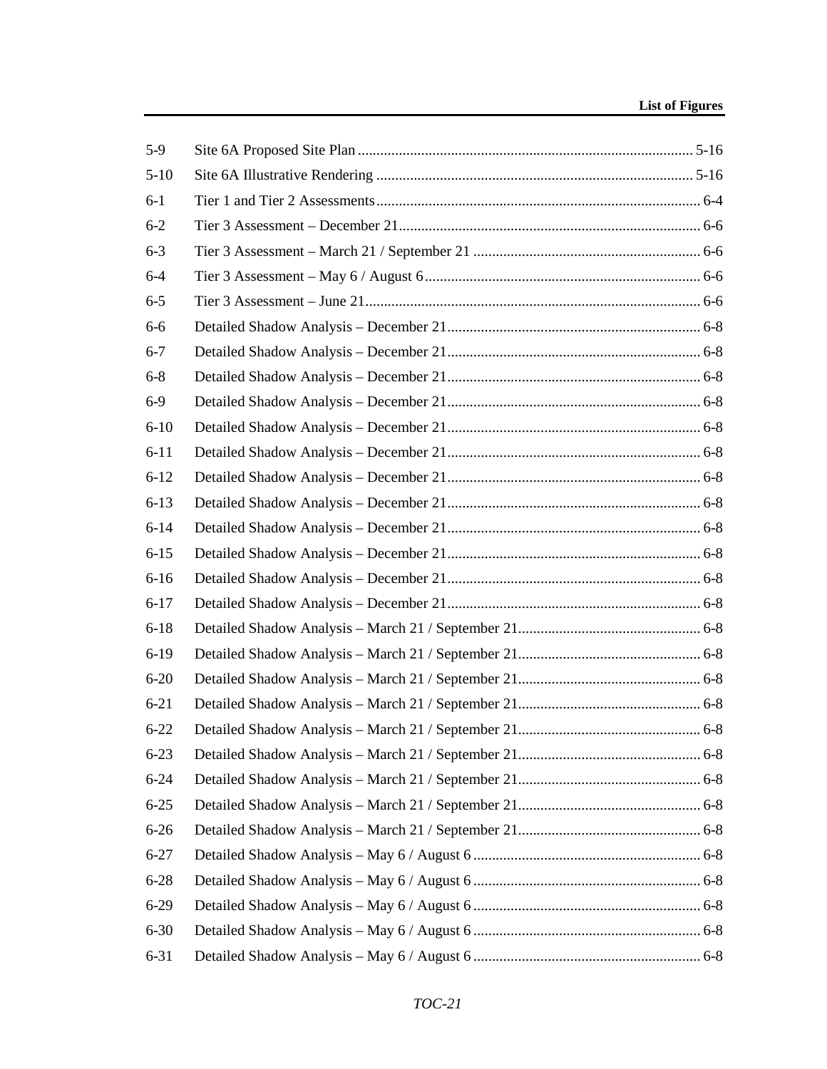| | | |
|---|---|---|
| 5-9 | Site 6A Proposed Site Plan | 5-16 |
| 5-10 | Site 6A Illustrative Rendering | 5-16 |
| 6-1 | Tier 1 and Tier 2 Assessments | 6-4 |
| 6-2 | Tier 3 Assessment – December 21 | 6-6 |
| 6-3 | Tier 3 Assessment – March 21 / September 21 | 6-6 |
| 6-4 | Tier 3 Assessment – May 6 / August 6 | 6-6 |
| 6-5 | Tier 3 Assessment – June 21 | 6-6 |
| 6-6 | Detailed Shadow Analysis – December 21 | 6-8 |
| 6-7 | Detailed Shadow Analysis – December 21 | 6-8 |
| 6-8 | Detailed Shadow Analysis – December 21 | 6-8 |
| 6-9 | Detailed Shadow Analysis – December 21 | 6-8 |
| 6-10 | Detailed Shadow Analysis – December 21 | 6-8 |
| 6-11 | Detailed Shadow Analysis – December 21 | 6-8 |
| 6-12 | Detailed Shadow Analysis – December 21 | 6-8 |
| 6-13 | Detailed Shadow Analysis – December 21 | 6-8 |
| 6-14 | Detailed Shadow Analysis – December 21 | 6-8 |
| 6-15 | Detailed Shadow Analysis – December 21 | 6-8 |
| 6-16 | Detailed Shadow Analysis – December 21 | 6-8 |
| 6-17 | Detailed Shadow Analysis – December 21 | 6-8 |
| 6-18 | Detailed Shadow Analysis – March 21 / September 21 | 6-8 |
| 6-19 | Detailed Shadow Analysis – March 21 / September 21 | 6-8 |
| 6-20 | Detailed Shadow Analysis – March 21 / September 21 | 6-8 |
| 6-21 | Detailed Shadow Analysis – March 21 / September 21 | 6-8 |
| 6-22 | Detailed Shadow Analysis – March 21 / September 21 | 6-8 |
| 6-23 | Detailed Shadow Analysis – March 21 / September 21 | 6-8 |
| 6-24 | Detailed Shadow Analysis – March 21 / September 21 | 6-8 |
| 6-25 | Detailed Shadow Analysis – March 21 / September 21 | 6-8 |
| 6-26 | Detailed Shadow Analysis – March 21 / September 21 | 6-8 |
| 6-27 | Detailed Shadow Analysis – May 6 / August 6 | 6-8 |
| 6-28 | Detailed Shadow Analysis – May 6 / August 6 | 6-8 |
| 6-29 | Detailed Shadow Analysis – May 6 / August 6 | 6-8 |
| 6-30 | Detailed Shadow Analysis – May 6 / August 6 | 6-8 |
| 6-31 | Detailed Shadow Analysis – May 6 / August 6 | 6-8 |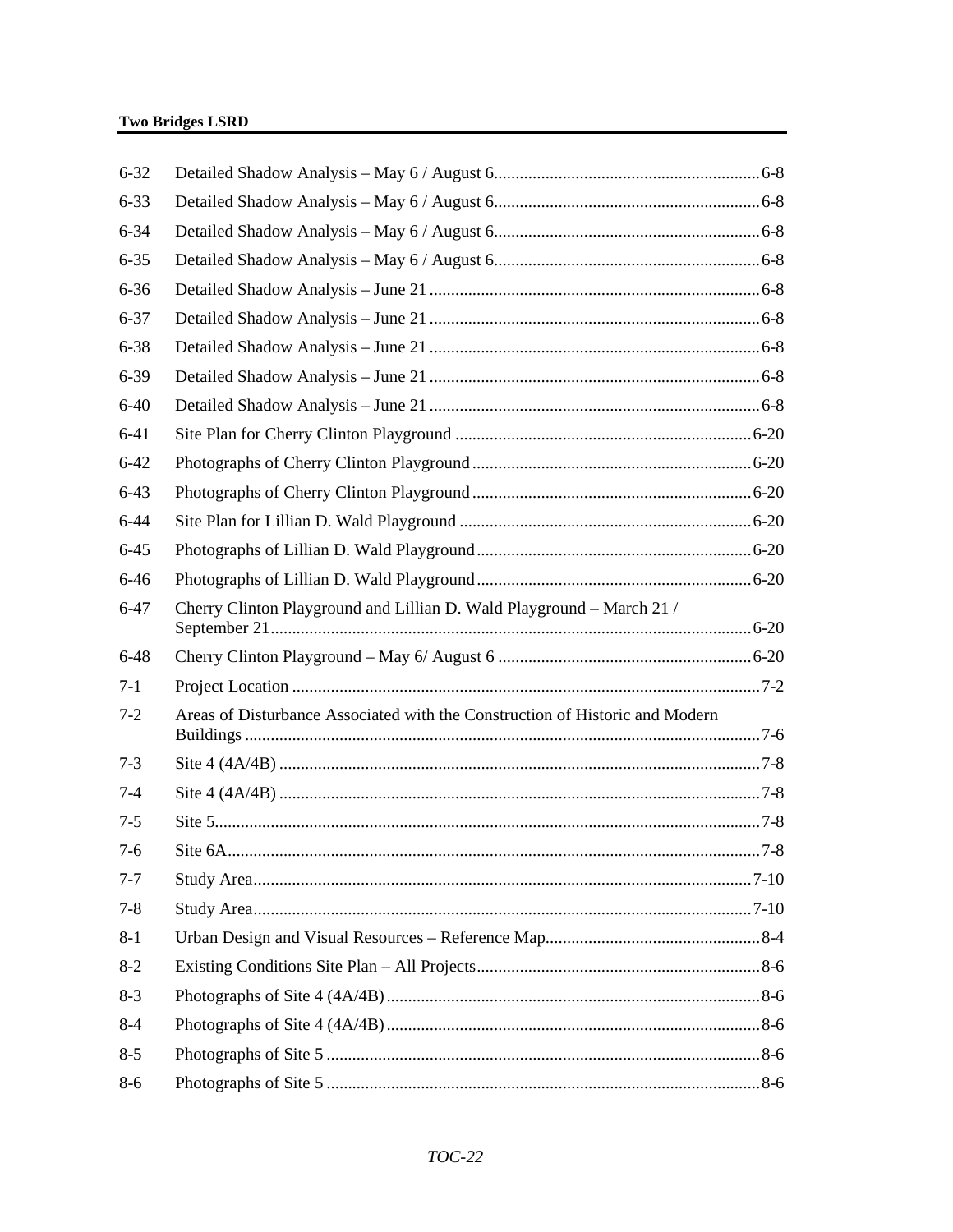| | | |
|---|---|---|
| 6-32 | Detailed Shadow Analysis – May 6 / August 6 | 6-8 |
| 6-33 | Detailed Shadow Analysis – May 6 / August 6 | 6-8 |
| 6-34 | Detailed Shadow Analysis – May 6 / August 6 | 6-8 |
| 6-35 | Detailed Shadow Analysis – May 6 / August 6 | 6-8 |
| 6-36 | Detailed Shadow Analysis – June 21 | 6-8 |
| 6-37 | Detailed Shadow Analysis – June 21 | 6-8 |
| 6-38 | Detailed Shadow Analysis – June 21 | 6-8 |
| 6-39 | Detailed Shadow Analysis – June 21 | 6-8 |
| 6-40 | Detailed Shadow Analysis – June 21 | 6-8 |
| 6-41 | Site Plan for Cherry Clinton Playground | 6-20 |
| 6-42 | Photographs of Cherry Clinton Playground | 6-20 |
| 6-43 | Photographs of Cherry Clinton Playground | 6-20 |
| 6-44 | Site Plan for Lillian D. Wald Playground | 6-20 |
| 6-45 | Photographs of Lillian D. Wald Playground | 6-20 |
| 6-46 | Photographs of Lillian D. Wald Playground | 6-20 |
| 6-47 | Cherry Clinton Playground and Lillian D. Wald Playground – March 21 / September 21 | 6-20 |
| 6-48 | Cherry Clinton Playground – May 6/ August 6 | 6-20 |
| 7-1 | Project Location | 7-2 |
| 7-2 | Areas of Disturbance Associated with the Construction of Historic and Modern Buildings | 7-6 |
| 7-3 | Site 4 (4A/4B) | 7-8 |
| 7-4 | Site 4 (4A/4B) | 7-8 |
| 7-5 | Site 5 | 7-8 |
| 7-6 | Site 6A | 7-8 |
| 7-7 | Study Area | 7-10 |
| 7-8 | Study Area | 7-10 |
| 8-1 | Urban Design and Visual Resources – Reference Map | 8-4 |
| 8-2 | Existing Conditions Site Plan – All Projects | 8-6 |
| 8-3 | Photographs of Site 4 (4A/4B) | 8-6 |
| 8-4 | Photographs of Site 4 (4A/4B) | 8-6 |
| 8-5 | Photographs of Site 5 | 8-6 |
| 8-6 | Photographs of Site 5 | 8-6 |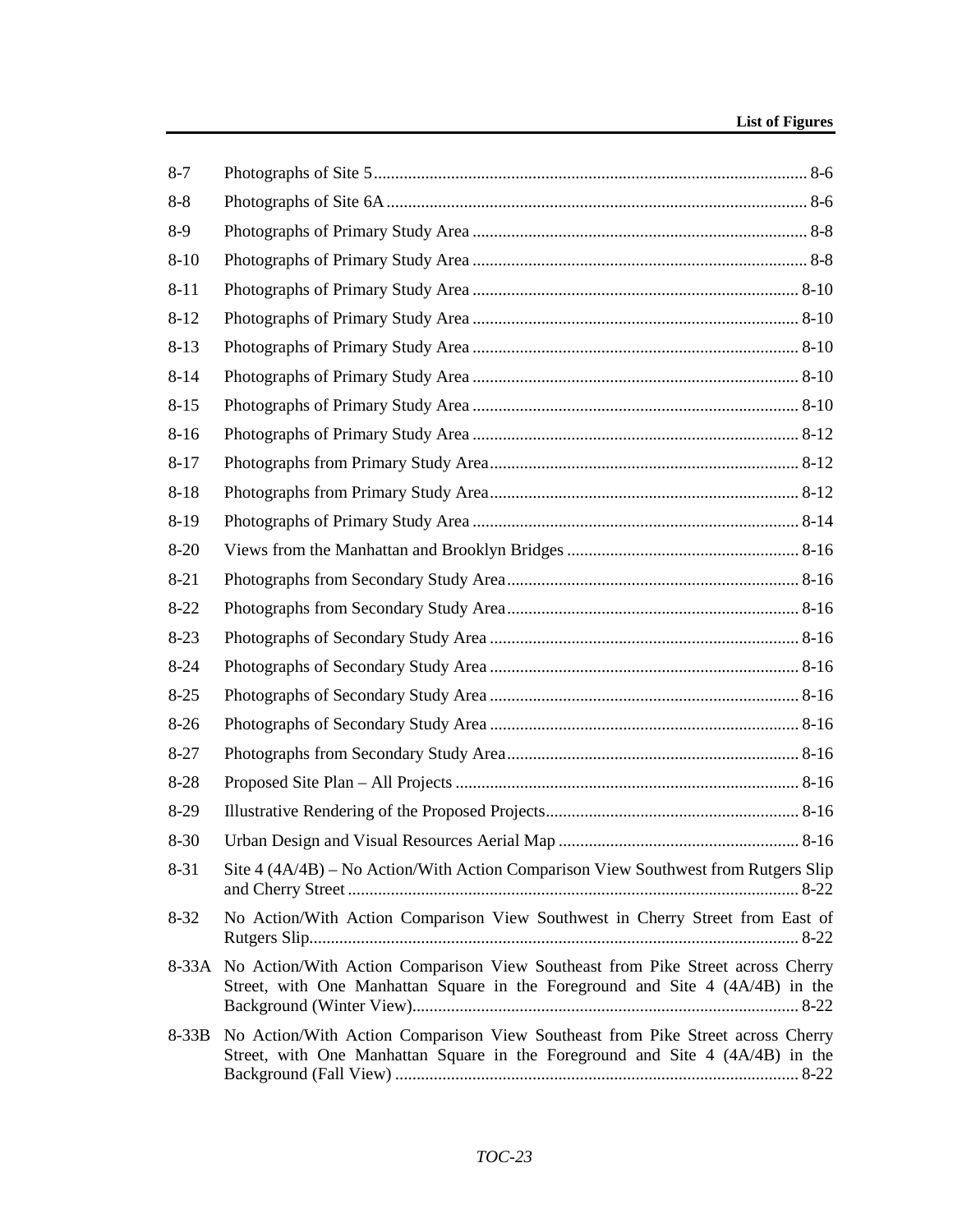| | | |
|---|---|---|
| 8-7 | Photographs of Site 5 | 8-6 |
| 8-8 | Photographs of Site 6A | 8-6 |
| 8-9 | Photographs of Primary Study Area | 8-8 |
| 8-10 | Photographs of Primary Study Area | 8-8 |
| 8-11 | Photographs of Primary Study Area | 8-10 |
| 8-12 | Photographs of Primary Study Area | 8-10 |
| 8-13 | Photographs of Primary Study Area | 8-10 |
| 8-14 | Photographs of Primary Study Area | 8-10 |
| 8-15 | Photographs of Primary Study Area | 8-10 |
| 8-16 | Photographs of Primary Study Area | 8-12 |
| 8-17 | Photographs from Primary Study Area | 8-12 |
| 8-18 | Photographs from Primary Study Area | 8-12 |
| 8-19 | Photographs of Primary Study Area | 8-14 |
| 8-20 | Views from the Manhattan and Brooklyn Bridges | 8-16 |
| 8-21 | Photographs from Secondary Study Area | 8-16 |
| 8-22 | Photographs from Secondary Study Area | 8-16 |
| 8-23 | Photographs of Secondary Study Area | 8-16 |
| 8-24 | Photographs of Secondary Study Area | 8-16 |
| 8-25 | Photographs of Secondary Study Area | 8-16 |
| 8-26 | Photographs of Secondary Study Area | 8-16 |
| 8-27 | Photographs from Secondary Study Area | 8-16 |
| 8-28 | Proposed Site Plan – All Projects | 8-16 |
| 8-29 | Illustrative Rendering of the Proposed Projects | 8-16 |
| 8-30 | Urban Design and Visual Resources Aerial Map | 8-16 |
| 8-31 | Site 4 (4A/4B) – No Action/With Action Comparison View Southwest from Rutgers Slip and Cherry Street | 8-22 |
| 8-32 | No Action/With Action Comparison View Southwest in Cherry Street from East of Rutgers Slip | 8-22 |
| 8-33A | No Action/With Action Comparison View Southeast from Pike Street across Cherry Street, with One Manhattan Square in the Foreground and Site 4 (4A/4B) in the Background (Winter View) | 8-22 |
| 8-33B | No Action/With Action Comparison View Southeast from Pike Street across Cherry Street, with One Manhattan Square in the Foreground and Site 4 (4A/4B) in the Background (Fall View) | 8-22 |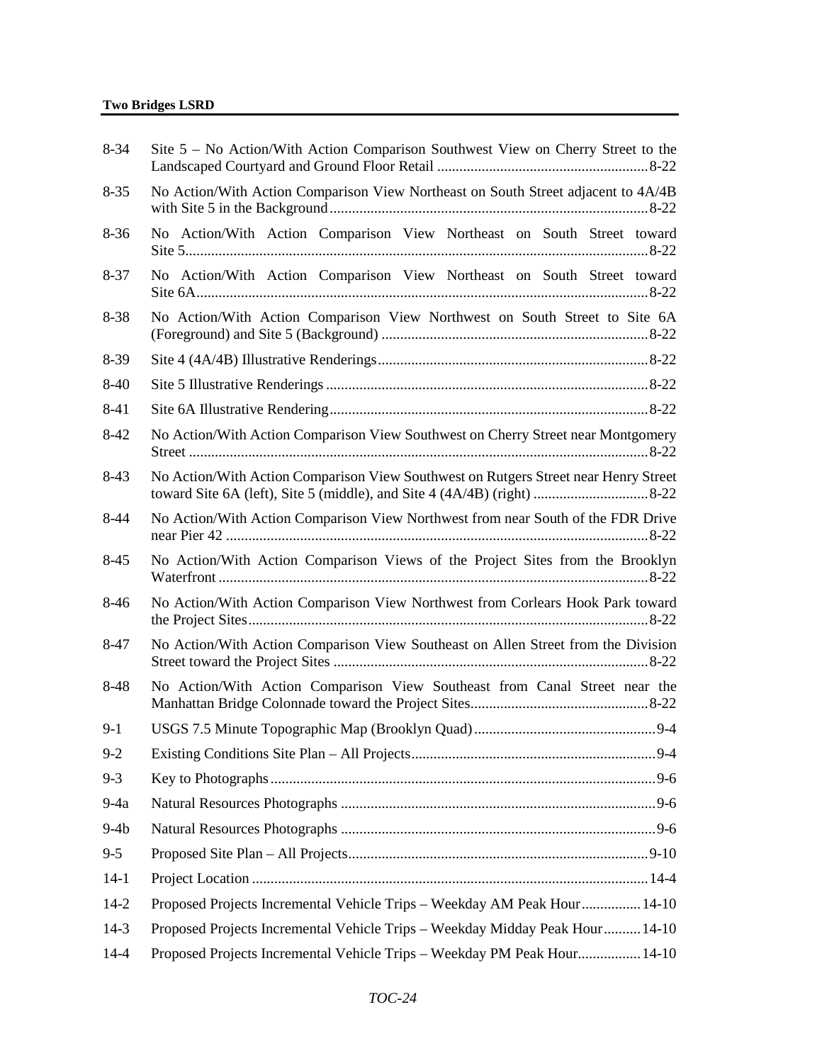| | | |
|---|---|---|
| 8-34 | Site 5 – No Action/With Action Comparison Southwest View on Cherry Street to the Landscaped Courtyard and Ground Floor Retail | 8-22 |
| 8-35 | No Action/With Action Comparison View Northeast on South Street adjacent to 4A/4B with Site 5 in the Background | 8-22 |
| 8-36 | No Action/With Action Comparison View Northeast on South Street toward Site 5 | 8-22 |
| 8-37 | No Action/With Action Comparison View Northeast on South Street toward Site 6A | 8-22 |
| 8-38 | No Action/With Action Comparison View Northwest on South Street to Site 6A (Foreground) and Site 5 (Background) | 8-22 |
| 8-39 | Site 4 (4A/4B) Illustrative Renderings | 8-22 |
| 8-40 | Site 5 Illustrative Renderings | 8-22 |
| 8-41 | Site 6A Illustrative Rendering | 8-22 |
| 8-42 | No Action/With Action Comparison View Southwest on Cherry Street near Montgomery Street | 8-22 |
| 8-43 | No Action/With Action Comparison View Southwest on Rutgers Street near Henry Street toward Site 6A (left), Site 5 (middle), and Site 4 (4A/4B) (right) | 8-22 |
| 8-44 | No Action/With Action Comparison View Northwest from near South of the FDR Drive near Pier 42 | 8-22 |
| 8-45 | No Action/With Action Comparison Views of the Project Sites from the Brooklyn Waterfront | 8-22 |
| 8-46 | No Action/With Action Comparison View Northwest from Corlears Hook Park toward the Project Sites | 8-22 |
| 8-47 | No Action/With Action Comparison View Southeast on Allen Street from the Division Street toward the Project Sites | 8-22 |
| 8-48 | No Action/With Action Comparison View Southeast from Canal Street near the Manhattan Bridge Colonnade toward the Project Sites | 8-22 |
| 9-1 | USGS 7.5 Minute Topographic Map (Brooklyn Quad) | 9-4 |
| 9-2 | Existing Conditions Site Plan – All Projects | 9-4 |
| 9-3 | Key to Photographs | 9-6 |
| 9-4a | Natural Resources Photographs | 9-6 |
| 9-4b | Natural Resources Photographs | 9-6 |
| 9-5 | Proposed Site Plan – All Projects | 9-10 |
| 14-1 | Project Location | 14-4 |
| 14-2 | Proposed Projects Incremental Vehicle Trips – Weekday AM Peak Hour | 14-10 |
| 14-3 | Proposed Projects Incremental Vehicle Trips – Weekday Midday Peak Hour | 14-10 |
| 14-4 | Proposed Projects Incremental Vehicle Trips – Weekday PM Peak Hour | 14-10 |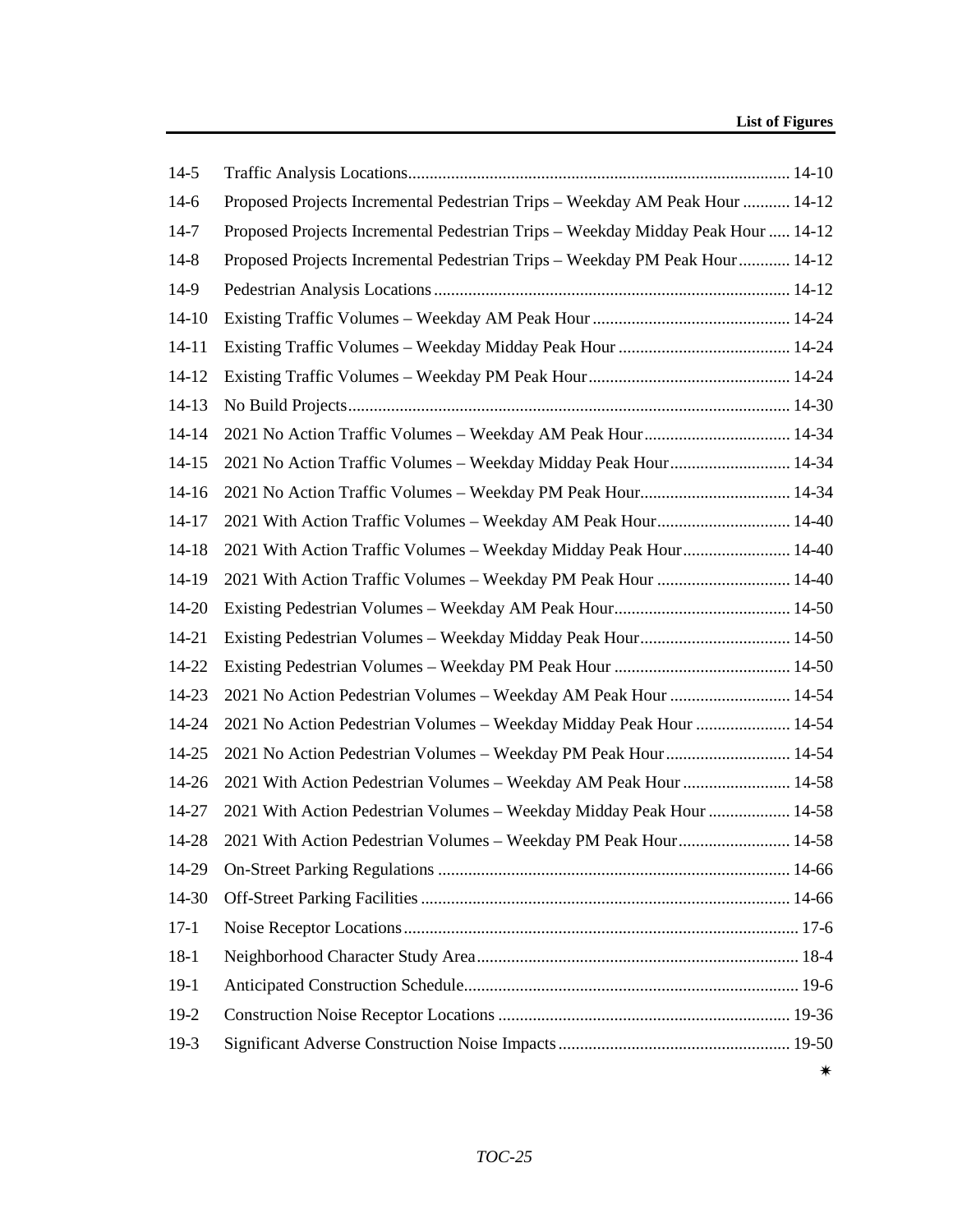| | | |
|---|---|---|
| 14-5 | Traffic Analysis Locations | 14-10 |
| 14-6 | Proposed Projects Incremental Pedestrian Trips – Weekday AM Peak Hour | 14-12 |
| 14-7 | Proposed Projects Incremental Pedestrian Trips – Weekday Midday Peak Hour | 14-12 |
| 14-8 | Proposed Projects Incremental Pedestrian Trips – Weekday PM Peak Hour | 14-12 |
| 14-9 | Pedestrian Analysis Locations | 14-12 |
| 14-10 | Existing Traffic Volumes – Weekday AM Peak Hour | 14-24 |
| 14-11 | Existing Traffic Volumes – Weekday Midday Peak Hour | 14-24 |
| 14-12 | Existing Traffic Volumes – Weekday PM Peak Hour | 14-24 |
| 14-13 | No Build Projects | 14-30 |
| 14-14 | 2021 No Action Traffic Volumes – Weekday AM Peak Hour | 14-34 |
| 14-15 | 2021 No Action Traffic Volumes – Weekday Midday Peak Hour | 14-34 |
| 14-16 | 2021 No Action Traffic Volumes – Weekday PM Peak Hour | 14-34 |
| 14-17 | 2021 With Action Traffic Volumes – Weekday AM Peak Hour | 14-40 |
| 14-18 | 2021 With Action Traffic Volumes – Weekday Midday Peak Hour | 14-40 |
| 14-19 | 2021 With Action Traffic Volumes – Weekday PM Peak Hour | 14-40 |
| 14-20 | Existing Pedestrian Volumes – Weekday AM Peak Hour | 14-50 |
| 14-21 | Existing Pedestrian Volumes – Weekday Midday Peak Hour | 14-50 |
| 14-22 | Existing Pedestrian Volumes – Weekday PM Peak Hour | 14-50 |
| 14-23 | 2021 No Action Pedestrian Volumes – Weekday AM Peak Hour | 14-54 |
| 14-24 | 2021 No Action Pedestrian Volumes – Weekday Midday Peak Hour | 14-54 |
| 14-25 | 2021 No Action Pedestrian Volumes – Weekday PM Peak Hour | 14-54 |
| 14-26 | 2021 With Action Pedestrian Volumes – Weekday AM Peak Hour | 14-58 |
| 14-27 | 2021 With Action Pedestrian Volumes – Weekday Midday Peak Hour | 14-58 |
| 14-28 | 2021 With Action Pedestrian Volumes – Weekday PM Peak Hour | 14-58 |
| 14-29 | On-Street Parking Regulations | 14-66 |
| 14-30 | Off-Street Parking Facilities | 14-66 |
| 17-1 | Noise Receptor Locations | 17-6 |
| 18-1 | Neighborhood Character Study Area | 18-4 |
| 19-1 | Anticipated Construction Schedule | 19-6 |
| 19-2 | Construction Noise Receptor Locations | 19-36 |
| 19-3 | Significant Adverse Construction Noise Impacts | 19-50 |

✷